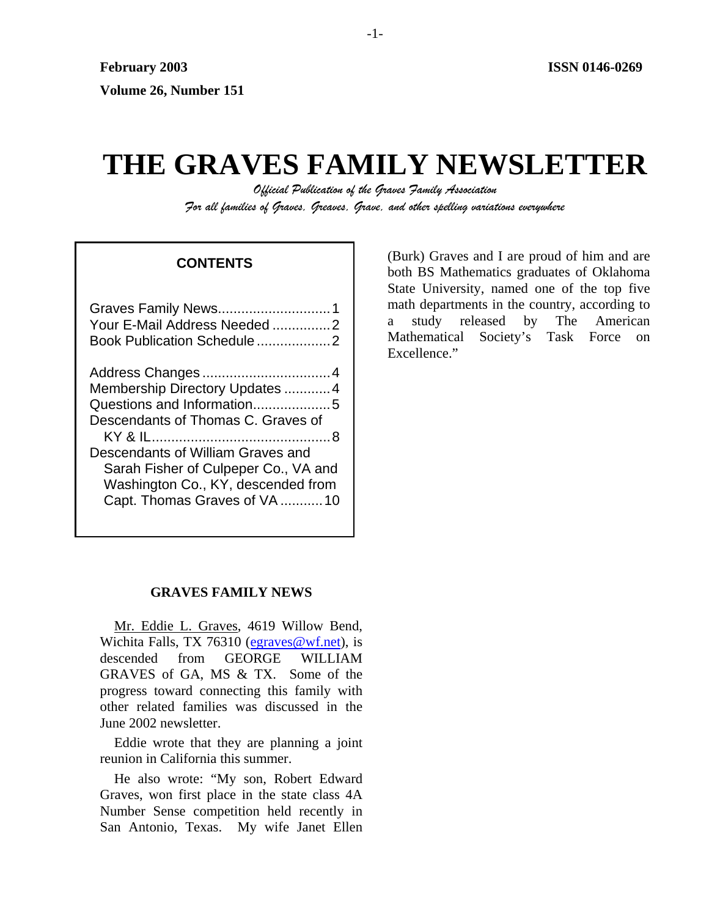February 2003 ISSN 0146-0269

Volume 26, Number 151

# THE GRAVES FAMILY NEWSLETTER

*Official Publication of the Graves Family Association*

*For all families of Graves, Greaves, Grave, and other spelling variations everywhere*

**CONTENTS**

- Graves Family News....1
- Your E-Mail Address Needed....2
- Book Publication Schedule....2
- Address Changes....4
- Membership Directory Updates....4
- Questions and Information....5
- Descendants of Thomas C. Graves of KY & IL....8
- Descendants of William Graves and Sarah Fisher of Culpeper Co., VA and Washington Co., KY, descended from Capt. Thomas Graves of VA....10

## GRAVES FAMILY NEWS

Mr. Eddie L. Graves, 4619 Willow Bend, Wichita Falls, TX 76310 (egraves@wf.net), is descended from GEORGE WILLIAM GRAVES of GA, MS & TX. Some of the progress toward connecting this family with other related families was discussed in the June 2002 newsletter.

Eddie wrote that they are planning a joint reunion in California this summer.

He also wrote: "My son, Robert Edward Graves, won first place in the state class 4A Number Sense competition held recently in San Antonio, Texas. My wife Janet Ellen (Burk) Graves and I are proud of him and are both BS Mathematics graduates of Oklahoma State University, named one of the top five math departments in the country, according to a study released by The American Mathematical Society's Task Force on Excellence."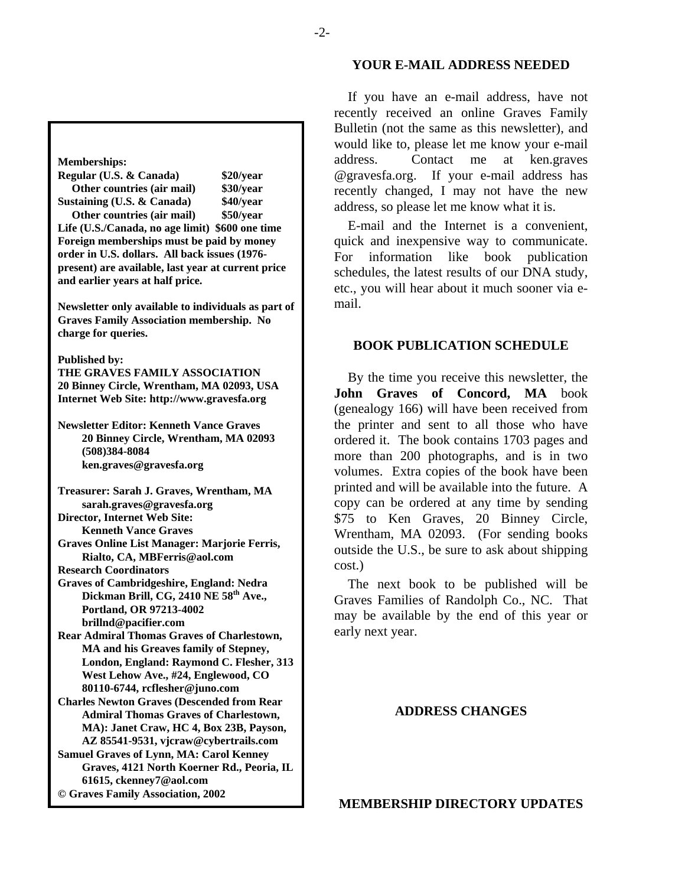**Memberships:**

**Regular (U.S. & Canada) $20/year**
**Other countries (air mail) $30/year**
**Sustaining (U.S. & Canada) $40/year**
**Other countries (air mail) $50/year**
**Life (U.S./Canada, no age limit) $600 one time**
**Foreign memberships must be paid by money order in U.S. dollars. All back issues (1976-present) are available, last year at current price and earlier years at half price.**

**Newsletter only available to individuals as part of Graves Family Association membership. No charge for queries.**

**Published by:**
**THE GRAVES FAMILY ASSOCIATION**
**20 Binney Circle, Wrentham, MA 02093, USA**
**Internet Web Site: http://www.gravesfa.org**

**Newsletter Editor: Kenneth Vance Graves**
**20 Binney Circle, Wrentham, MA 02093**
**(508)384-8084**
**ken.graves@gravesfa.org**

**Treasurer: Sarah J. Graves, Wrentham, MA**
**sarah.graves@gravesfa.org**
**Director, Internet Web Site:**
**Kenneth Vance Graves**
**Graves Online List Manager: Marjorie Ferris, Rialto, CA, MBFerris@aol.com**
**Research Coordinators**
**Graves of Cambridgeshire, England: Nedra Dickman Brill, CG, 2410 NE 58th Ave., Portland, OR 97213-4002**
**brillnd@pacifier.com**
**Rear Admiral Thomas Graves of Charlestown, MA and his Greaves family of Stepney, London, England: Raymond C. Flesher, 313 West Lehow Ave., #24, Englewood, CO 80110-6744, rcflesher@juno.com**
**Charles Newton Graves (Descended from Rear Admiral Thomas Graves of Charlestown, MA): Janet Craw, HC 4, Box 23B, Payson, AZ 85541-9531, vjcraw@cybertrails.com**
**Samuel Graves of Lynn, MA: Carol Kenney Graves, 4121 North Koerner Rd., Peoria, IL 61615, ckenney7@aol.com**
**© Graves Family Association, 2002**

## YOUR E-MAIL ADDRESS NEEDED

If you have an e-mail address, have not recently received an online Graves Family Bulletin (not the same as this newsletter), and would like to, please let me know your e-mail address. Contact me at ken.graves @gravesfa.org. If your e-mail address has recently changed, I may not have the new address, so please let me know what it is.

E-mail and the Internet is a convenient, quick and inexpensive way to communicate. For information like book publication schedules, the latest results of our DNA study, etc., you will hear about it much sooner via e-mail.

## BOOK PUBLICATION SCHEDULE

By the time you receive this newsletter, the **John Graves of Concord, MA** book (genealogy 166) will have been received from the printer and sent to all those who have ordered it. The book contains 1703 pages and more than 200 photographs, and is in two volumes. Extra copies of the book have been printed and will be available into the future. A copy can be ordered at any time by sending $75 to Ken Graves, 20 Binney Circle, Wrentham, MA 02093. (For sending books outside the U.S., be sure to ask about shipping cost.)

The next book to be published will be Graves Families of Randolph Co., NC. That may be available by the end of this year or early next year.

## ADDRESS CHANGES

## MEMBERSHIP DIRECTORY UPDATES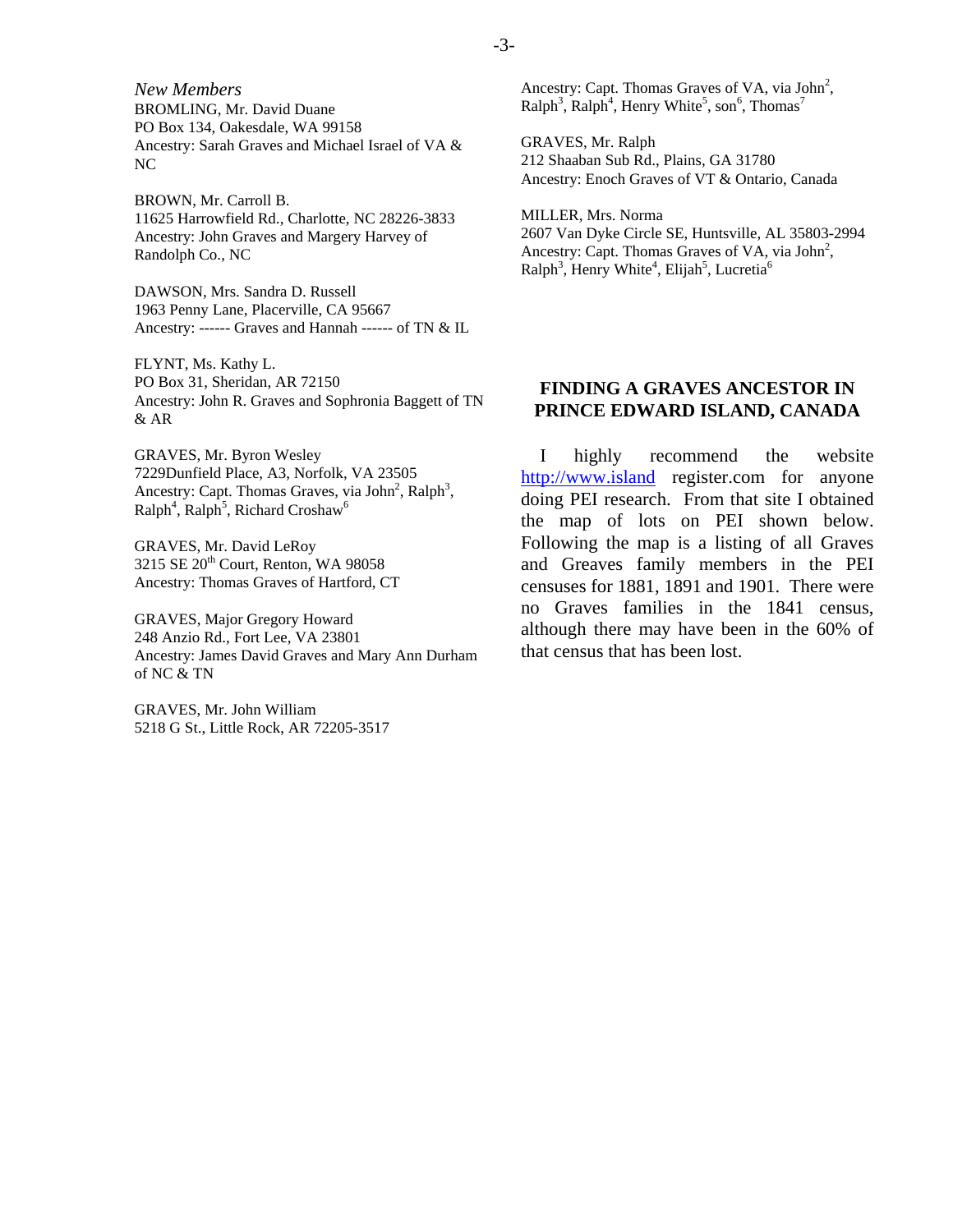*New Members*

BROMLING, Mr. David Duane
PO Box 134, Oakesdale, WA 99158
Ancestry: Sarah Graves and Michael Israel of VA & NC

BROWN, Mr. Carroll B.
11625 Harrowfield Rd., Charlotte, NC 28226-3833
Ancestry: John Graves and Margery Harvey of Randolph Co., NC

DAWSON, Mrs. Sandra D. Russell
1963 Penny Lane, Placerville, CA 95667
Ancestry: ------ Graves and Hannah ------ of TN & IL

FLYNT, Ms. Kathy L.
PO Box 31, Sheridan, AR 72150
Ancestry: John R. Graves and Sophronia Baggett of TN & AR

GRAVES, Mr. Byron Wesley
7229Dunfield Place, A3, Norfolk, VA 23505
Ancestry: Capt. Thomas Graves, via John$^2$, Ralph$^3$, Ralph$^4$, Ralph$^5$, Richard Croshaw$^6$

GRAVES, Mr. David LeRoy
3215 SE 20$^{th}$ Court, Renton, WA 98058
Ancestry: Thomas Graves of Hartford, CT

GRAVES, Major Gregory Howard
248 Anzio Rd., Fort Lee, VA 23801
Ancestry: James David Graves and Mary Ann Durham of NC & TN

GRAVES, Mr. John William
5218 G St., Little Rock, AR 72205-3517
Ancestry: Capt. Thomas Graves of VA, via John$^2$, Ralph$^3$, Ralph$^4$, Henry White$^5$, son$^6$, Thomas$^7$

GRAVES, Mr. Ralph
212 Shaaban Sub Rd., Plains, GA 31780
Ancestry: Enoch Graves of VT & Ontario, Canada

MILLER, Mrs. Norma
2607 Van Dyke Circle SE, Huntsville, AL 35803-2994
Ancestry: Capt. Thomas Graves of VA, via John$^2$, Ralph$^3$, Henry White$^4$, Elijah$^5$, Lucretia$^6$

## FINDING A GRAVES ANCESTOR IN PRINCE EDWARD ISLAND, CANADA

I highly recommend the website http://www.island register.com for anyone doing PEI research. From that site I obtained the map of lots on PEI shown below. Following the map is a listing of all Graves and Greaves family members in the PEI censuses for 1881, 1891 and 1901. There were no Graves families in the 1841 census, although there may have been in the 60% of that census that has been lost.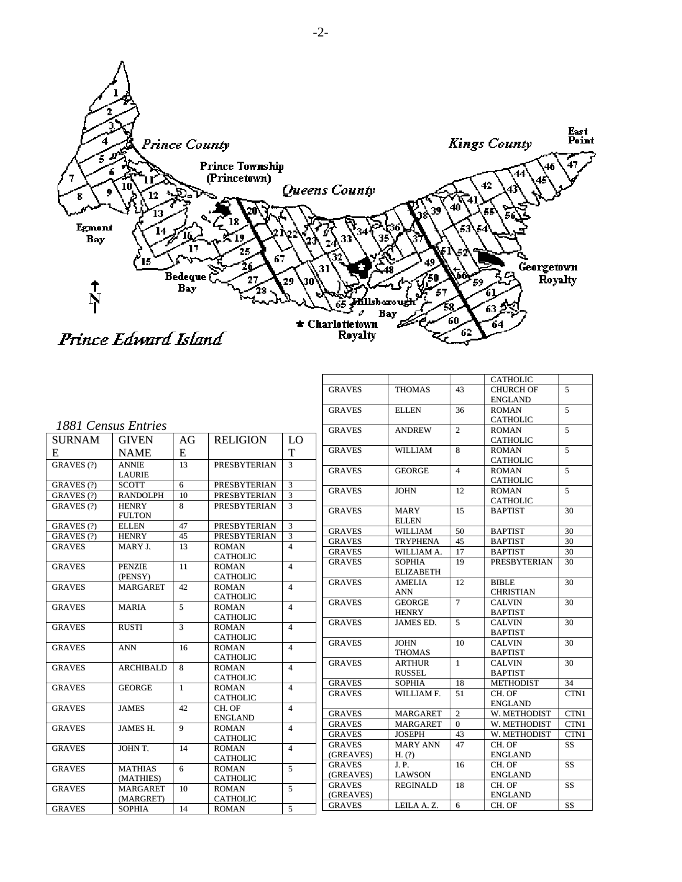Prince Edward Island

*1881 Census Entries*

| SURNAME | GIVEN NAME | AGE | RELIGION | LOT |
|---|---|---|---|---|
| GRAVES (?) | ANNIE LAURIE | 13 | PRESBYTERIAN | 3 |
| GRAVES (?) | SCOTT | 6 | PRESBYTERIAN | 3 |
| GRAVES (?) | RANDOLPH | 10 | PRESBYTERIAN | 3 |
| GRAVES (?) | HENRY FULTON | 8 | PRESBYTERIAN | 3 |
| GRAVES (?) | ELLEN | 47 | PRESBYTERIAN | 3 |
| GRAVES (?) | HENRY | 45 | PRESBYTERIAN | 3 |
| GRAVES | MARY J. | 13 | ROMAN CATHOLIC | 4 |
| GRAVES | PENZIE (PENSY) | 11 | ROMAN CATHOLIC | 4 |
| GRAVES | MARGARET | 42 | ROMAN CATHOLIC | 4 |
| GRAVES | MARIA | 5 | ROMAN CATHOLIC | 4 |
| GRAVES | RUSTI | 3 | ROMAN CATHOLIC | 4 |
| GRAVES | ANN | 16 | ROMAN CATHOLIC | 4 |
| GRAVES | ARCHIBALD | 8 | ROMAN CATHOLIC | 4 |
| GRAVES | GEORGE | 1 | ROMAN CATHOLIC | 4 |
| GRAVES | JAMES | 42 | CH. OF ENGLAND | 4 |
| GRAVES | JAMES H. | 9 | ROMAN CATHOLIC | 4 |
| GRAVES | JOHN T. | 14 | ROMAN CATHOLIC | 4 |
| GRAVES | MATHIAS (MATHIES) | 6 | ROMAN CATHOLIC | 5 |
| GRAVES | MARGARET (MARGRET) | 10 | ROMAN CATHOLIC | 5 |
| GRAVES | SOPHIA | 14 | ROMAN CATHOLIC | 5 |
| GRAVES | THOMAS | 43 | CHURCH OF ENGLAND | 5 |
| GRAVES | ELLEN | 36 | ROMAN CATHOLIC | 5 |
| GRAVES | ANDREW | 2 | ROMAN CATHOLIC | 5 |
| GRAVES | WILLIAM | 8 | ROMAN CATHOLIC | 5 |
| GRAVES | GEORGE | 4 | ROMAN CATHOLIC | 5 |
| GRAVES | JOHN | 12 | ROMAN CATHOLIC | 5 |
| GRAVES | MARY ELLEN | 15 | BAPTIST | 30 |
| GRAVES | WILLIAM | 50 | BAPTIST | 30 |
| GRAVES | TRYPHENA | 45 | BAPTIST | 30 |
| GRAVES | WILLIAM A. | 17 | BAPTIST | 30 |
| GRAVES | SOPHIA ELIZABETH | 19 | PRESBYTERIAN | 30 |
| GRAVES | AMELIA ANN | 12 | BIBLE CHRISTIAN | 30 |
| GRAVES | GEORGE HENRY | 7 | CALVIN BAPTIST | 30 |
| GRAVES | JAMES ED. | 5 | CALVIN BAPTIST | 30 |
| GRAVES | JOHN THOMAS | 10 | CALVIN BAPTIST | 30 |
| GRAVES | ARTHUR RUSSEL | 1 | CALVIN BAPTIST | 30 |
| GRAVES | SOPHIA | 18 | METHODIST | 34 |
| GRAVES | WILLIAM F. | 51 | CH. OF ENGLAND | CTN1 |
| GRAVES | MARGARET | 2 | W. METHODIST | CTN1 |
| GRAVES | MARGARET | 0 | W. METHODIST | CTN1 |
| GRAVES | JOSEPH | 43 | W. METHODIST | CTN1 |
| GRAVES (GREAVES) | MARY ANN H. (?) | 47 | CH. OF ENGLAND | SS |
| GRAVES (GREAVES) | J. P. LAWSON | 16 | CH. OF ENGLAND | SS |
| GRAVES (GREAVES) | REGINALD | 18 | CH. OF ENGLAND | SS |
| GRAVES | LEILA A. Z. | 6 | CH. OF | SS |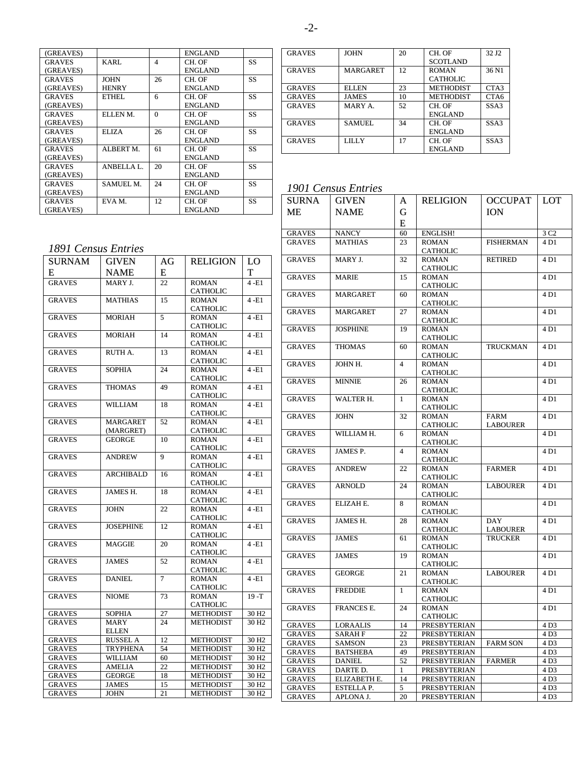| (GREAVES) | | | ENGLAND | |
|---|---|---|---|---|
| GRAVES (GREAVES) | KARL | 4 | CH. OF ENGLAND | SS |
| GRAVES (GREAVES) | JOHN HENRY | 26 | CH. OF ENGLAND | SS |
| GRAVES (GREAVES) | ETHEL | 6 | CH. OF ENGLAND | SS |
| GRAVES (GREAVES) | ELLEN M. | 0 | CH. OF ENGLAND | SS |
| GRAVES (GREAVES) | ELIZA | 26 | CH. OF ENGLAND | SS |
| GRAVES (GREAVES) | ALBERT M. | 61 | CH. OF ENGLAND | SS |
| GRAVES (GREAVES) | ANBELLA L. | 20 | CH. OF ENGLAND | SS |
| GRAVES (GREAVES) | SAMUEL M. | 24 | CH. OF ENGLAND | SS |
| GRAVES (GREAVES) | EVA M. | 12 | CH. OF ENGLAND | SS |

## *1891 Census Entries*

| SURNAME | GIVEN NAME | AGE | RELIGION | LOT |
|---|---|---|---|---|
| GRAVES | MARY J. | 22 | ROMAN CATHOLIC | 4 -E1 |
| GRAVES | MATHIAS | 15 | ROMAN CATHOLIC | 4 -E1 |
| GRAVES | MORIAH | 5 | ROMAN CATHOLIC | 4 -E1 |
| GRAVES | MORIAH | 14 | ROMAN CATHOLIC | 4 -E1 |
| GRAVES | RUTH A. | 13 | ROMAN CATHOLIC | 4 -E1 |
| GRAVES | SOPHIA | 24 | ROMAN CATHOLIC | 4 -E1 |
| GRAVES | THOMAS | 49 | ROMAN CATHOLIC | 4 -E1 |
| GRAVES | WILLIAM | 18 | ROMAN CATHOLIC | 4 -E1 |
| GRAVES | MARGARET (MARGRET) | 52 | ROMAN CATHOLIC | 4 -E1 |
| GRAVES | GEORGE | 10 | ROMAN CATHOLIC | 4 -E1 |
| GRAVES | ANDREW | 9 | ROMAN CATHOLIC | 4 -E1 |
| GRAVES | ARCHIBALD | 16 | ROMAN CATHOLIC | 4 -E1 |
| GRAVES | JAMES H. | 18 | ROMAN CATHOLIC | 4 -E1 |
| GRAVES | JOHN | 22 | ROMAN CATHOLIC | 4 -E1 |
| GRAVES | JOSEPHINE | 12 | ROMAN CATHOLIC | 4 -E1 |
| GRAVES | MAGGIE | 20 | ROMAN CATHOLIC | 4 -E1 |
| GRAVES | JAMES | 52 | ROMAN CATHOLIC | 4 -E1 |
| GRAVES | DANIEL | 7 | ROMAN CATHOLIC | 4 -E1 |
| GRAVES | NIOME | 73 | ROMAN CATHOLIC | 19 -T |
| GRAVES | SOPHIA | 27 | METHODIST | 30 H2 |
| GRAVES | MARY ELLEN | 24 | METHODIST | 30 H2 |
| GRAVES | RUSSEL A | 12 | METHODIST | 30 H2 |
| GRAVES | TRYPHENA | 54 | METHODIST | 30 H2 |
| GRAVES | WILLIAM | 60 | METHODIST | 30 H2 |
| GRAVES | AMELIA | 22 | METHODIST | 30 H2 |
| GRAVES | GEORGE | 18 | METHODIST | 30 H2 |
| GRAVES | JAMES | 15 | METHODIST | 30 H2 |
| GRAVES | JOHN | 21 | METHODIST | 30 H2 |

| GRAVES | JOHN | 20 | CH. OF SCOTLAND | 32 J2 |
|---|---|---|---|---|
| GRAVES | MARGARET | 12 | ROMAN CATHOLIC | 36 N1 |
| GRAVES | ELLEN | 23 | METHODIST | CTA3 |
| GRAVES | JAMES | 10 | METHODIST | CTA6 |
| GRAVES | MARY A. | 52 | CH. OF ENGLAND | SSA3 |
| GRAVES | SAMUEL | 34 | CH. OF ENGLAND | SSA3 |
| GRAVES | LILLY | 17 | CH. OF ENGLAND | SSA3 |

## *1901 Census Entries*

| SURNAME | GIVEN NAME | AGE | RELIGION | OCCUPATION | LOT |
|---|---|---|---|---|---|
| GRAVES | NANCY | 60 | ENGLISH! | | 3 C2 |
| GRAVES | MATHIAS | 23 | ROMAN CATHOLIC | FISHERMAN | 4 D1 |
| GRAVES | MARY J. | 32 | ROMAN CATHOLIC | RETIRED | 4 D1 |
| GRAVES | MARIE | 15 | ROMAN CATHOLIC | | 4 D1 |
| GRAVES | MARGARET | 60 | ROMAN CATHOLIC | | 4 D1 |
| GRAVES | MARGARET | 27 | ROMAN CATHOLIC | | 4 D1 |
| GRAVES | JOSPHINE | 19 | ROMAN CATHOLIC | | 4 D1 |
| GRAVES | THOMAS | 60 | ROMAN CATHOLIC | TRUCKMAN | 4 D1 |
| GRAVES | JOHN H. | 4 | ROMAN CATHOLIC | | 4 D1 |
| GRAVES | MINNIE | 26 | ROMAN CATHOLIC | | 4 D1 |
| GRAVES | WALTER H. | 1 | ROMAN CATHOLIC | | 4 D1 |
| GRAVES | JOHN | 32 | ROMAN CATHOLIC | FARM LABOURER | 4 D1 |
| GRAVES | WILLIAM H. | 6 | ROMAN CATHOLIC | | 4 D1 |
| GRAVES | JAMES P. | 4 | ROMAN CATHOLIC | | 4 D1 |
| GRAVES | ANDREW | 22 | ROMAN CATHOLIC | FARMER | 4 D1 |
| GRAVES | ARNOLD | 24 | ROMAN CATHOLIC | LABOURER | 4 D1 |
| GRAVES | ELIZAH E. | 8 | ROMAN CATHOLIC | | 4 D1 |
| GRAVES | JAMES H. | 28 | ROMAN CATHOLIC | DAY LABOURER | 4 D1 |
| GRAVES | JAMES | 61 | ROMAN CATHOLIC | TRUCKER | 4 D1 |
| GRAVES | JAMES | 19 | ROMAN CATHOLIC | | 4 D1 |
| GRAVES | GEORGE | 21 | ROMAN CATHOLIC | LABOURER | 4 D1 |
| GRAVES | FREDDIE | 1 | ROMAN CATHOLIC | | 4 D1 |
| GRAVES | FRANCES E. | 24 | ROMAN CATHOLIC | | 4 D1 |
| GRAVES | LORAALIS | 14 | PRESBYTERIAN | | 4 D3 |
| GRAVES | SARAH F | 22 | PRESBYTERIAN | | 4 D3 |
| GRAVES | SAMSON | 23 | PRESBYTERIAN | FARM SON | 4 D3 |
| GRAVES | BATSHEBA | 49 | PRESBYTERIAN | | 4 D3 |
| GRAVES | DANIEL | 52 | PRESBYTERIAN | FARMER | 4 D3 |
| GRAVES | DARTE D. | 1 | PRESBYTERIAN | | 4 D3 |
| GRAVES | ELIZABETH E. | 14 | PRESBYTERIAN | | 4 D3 |
| GRAVES | ESTELLA P. | 5 | PRESBYTERIAN | | 4 D3 |
| GRAVES | APLONA J. | 20 | PRESBYTERIAN | | 4 D3 |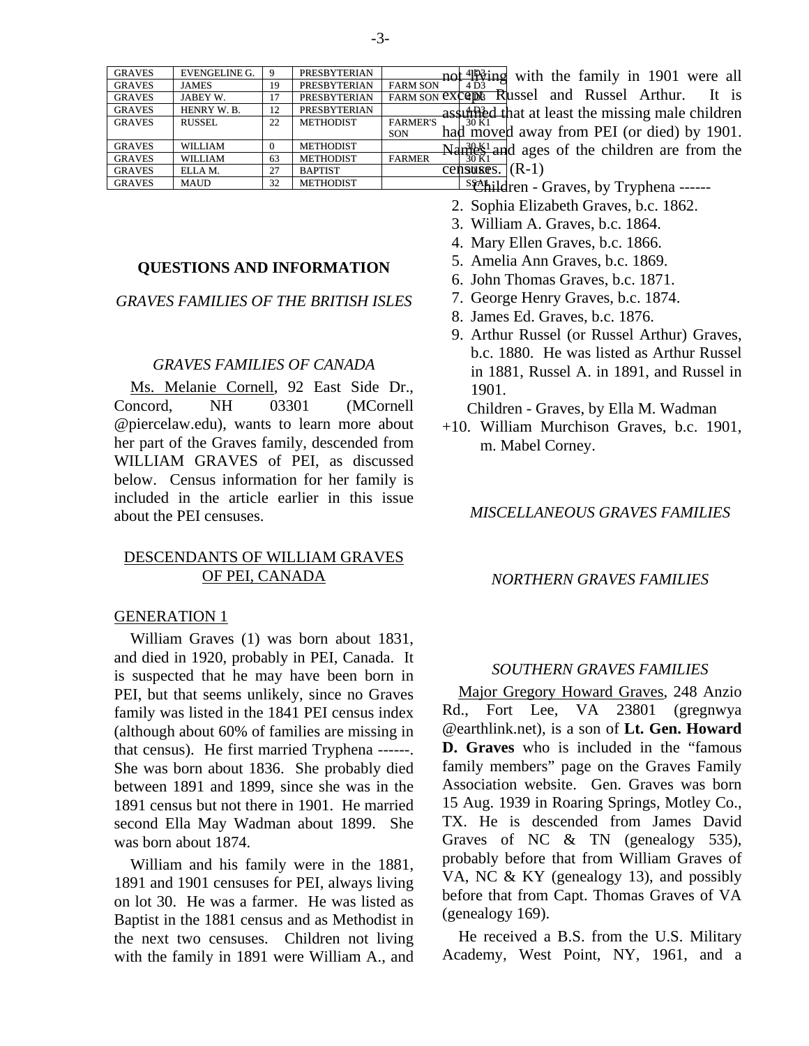| GRAVES | EVENGELINE G. | 9 | PRESBYTERIAN | | 4 D3 |
|---|---|---|---|---|---|
| GRAVES | JAMES | 19 | PRESBYTERIAN | FARM SON | 4 D3 |
| GRAVES | JABEY W. | 17 | PRESBYTERIAN | FARM SON | 4 D3 |
| GRAVES | HENRY W. B. | 12 | PRESBYTERIAN | | 4 D3 |
| GRAVES | RUSSEL | 22 | METHODIST | FARMER'S SON | 30 K1 |
| GRAVES | WILLIAM | 0 | METHODIST | | 30 K1 |
| GRAVES | WILLIAM | 63 | METHODIST | FARMER | 30 K1 |
| GRAVES | ELLA M. | 27 | BAPTIST | | 30 K1 |
| GRAVES | MAUD | 32 | METHODIST | | 5 SA1 |

### QUESTIONS AND INFORMATION

*GRAVES FAMILIES OF THE BRITISH ISLES*

*GRAVES FAMILIES OF CANADA*

Ms. Melanie Cornell, 92 East Side Dr., Concord, NH 03301 (MCornell @piercelaw.edu), wants to learn more about her part of the Graves family, descended from WILLIAM GRAVES of PEI, as discussed below. Census information for her family is included in the article earlier in this issue about the PEI censuses.

DESCENDANTS OF WILLIAM GRAVES OF PEI, CANADA

GENERATION 1

William Graves (1) was born about 1831, and died in 1920, probably in PEI, Canada. It is suspected that he may have been born in PEI, but that seems unlikely, since no Graves family was listed in the 1841 PEI census index (although about 60% of families are missing in that census). He first married Tryphena ------. She was born about 1836. She probably died between 1891 and 1899, since she was in the 1891 census but not there in 1901. He married second Ella May Wadman about 1899. She was born about 1874.

William and his family were in the 1881, 1891 and 1901 censuses for PEI, always living on lot 30. He was a farmer. He was listed as Baptist in the 1881 census and as Methodist in the next two censuses. Children not living with the family in 1891 were William A., and not living with the family in 1901 were all except Russel and Russel Arthur. It is assumed that at least the missing male children had moved away from PEI (or died) by 1901. Names and ages of the children are from the censuses. (R-1)

Children - Graves, by Tryphena ------

2. Sophia Elizabeth Graves, b.c. 1862.
3. William A. Graves, b.c. 1864.
4. Mary Ellen Graves, b.c. 1866.
5. Amelia Ann Graves, b.c. 1869.
6. John Thomas Graves, b.c. 1871.
7. George Henry Graves, b.c. 1874.
8. James Ed. Graves, b.c. 1876.
9. Arthur Russel (or Russel Arthur) Graves, b.c. 1880. He was listed as Arthur Russel in 1881, Russel A. in 1891, and Russel in 1901.

Children - Graves, by Ella M. Wadman

+10. William Murchison Graves, b.c. 1901, m. Mabel Corney.

*MISCELLANEOUS GRAVES FAMILIES*

*NORTHERN GRAVES FAMILIES*

*SOUTHERN GRAVES FAMILIES*

Major Gregory Howard Graves, 248 Anzio Rd., Fort Lee, VA 23801 (gregnwya @earthlink.net), is a son of **Lt. Gen. Howard D. Graves** who is included in the "famous family members" page on the Graves Family Association website. Gen. Graves was born 15 Aug. 1939 in Roaring Springs, Motley Co., TX. He is descended from James David Graves of NC & TN (genealogy 535), probably before that from William Graves of VA, NC & KY (genealogy 13), and possibly before that from Capt. Thomas Graves of VA (genealogy 169).

He received a B.S. from the U.S. Military Academy, West Point, NY, 1961, and a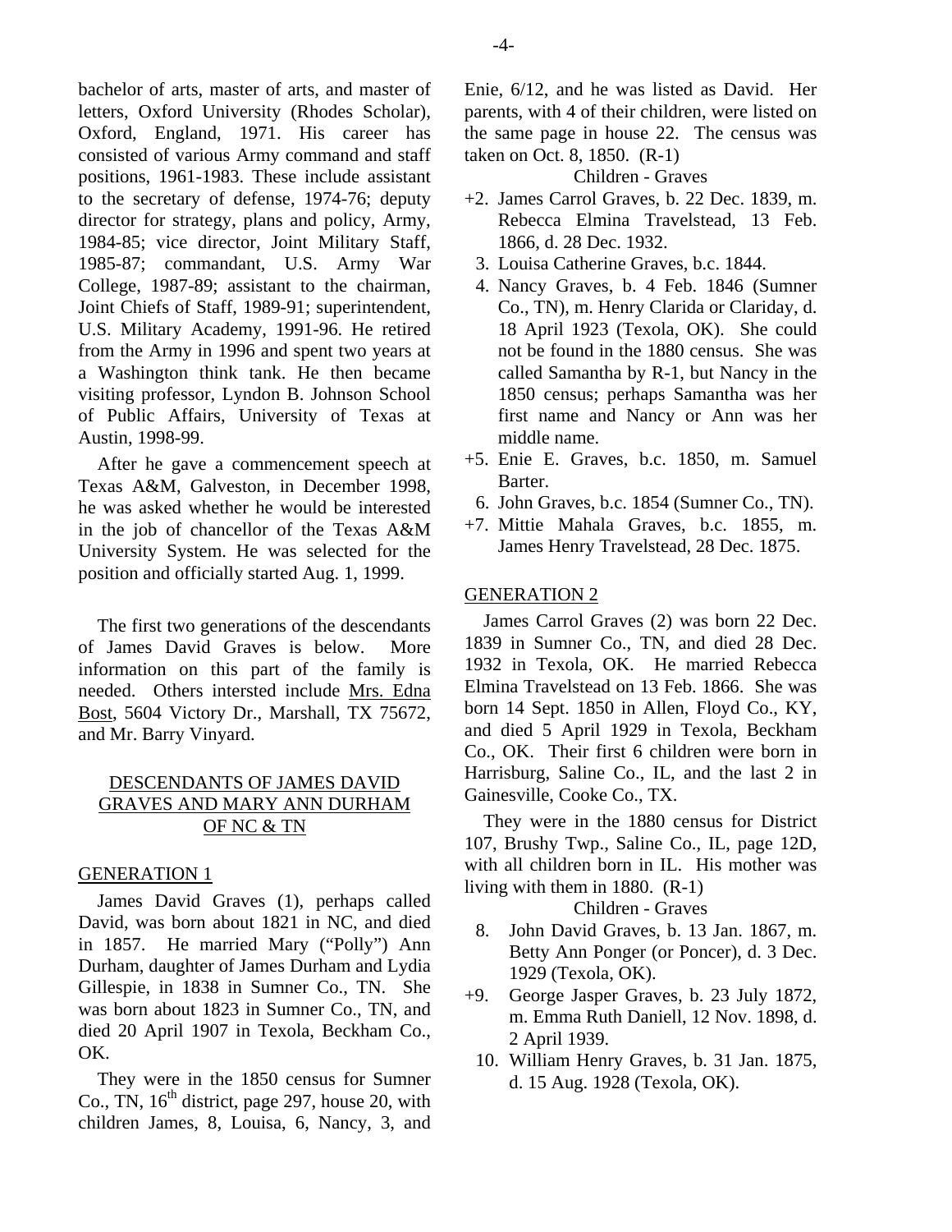bachelor of arts, master of arts, and master of letters, Oxford University (Rhodes Scholar), Oxford, England, 1971. His career has consisted of various Army command and staff positions, 1961-1983. These include assistant to the secretary of defense, 1974-76; deputy director for strategy, plans and policy, Army, 1984-85; vice director, Joint Military Staff, 1985-87; commandant, U.S. Army War College, 1987-89; assistant to the chairman, Joint Chiefs of Staff, 1989-91; superintendent, U.S. Military Academy, 1991-96. He retired from the Army in 1996 and spent two years at a Washington think tank. He then became visiting professor, Lyndon B. Johnson School of Public Affairs, University of Texas at Austin, 1998-99.

After he gave a commencement speech at Texas A&M, Galveston, in December 1998, he was asked whether he would be interested in the job of chancellor of the Texas A&M University System. He was selected for the position and officially started Aug. 1, 1999.

The first two generations of the descendants of James David Graves is below. More information on this part of the family is needed. Others intersted include Mrs. Edna Bost, 5604 Victory Dr., Marshall, TX 75672, and Mr. Barry Vinyard.

## DESCENDANTS OF JAMES DAVID GRAVES AND MARY ANN DURHAM OF NC & TN

### GENERATION 1

James David Graves (1), perhaps called David, was born about 1821 in NC, and died in 1857. He married Mary ("Polly") Ann Durham, daughter of James Durham and Lydia Gillespie, in 1838 in Sumner Co., TN. She was born about 1823 in Sumner Co., TN, and died 20 April 1907 in Texola, Beckham Co., OK.

They were in the 1850 census for Sumner Co., TN, 16th district, page 297, house 20, with children James, 8, Louisa, 6, Nancy, 3, and Enie, 6/12, and he was listed as David. Her parents, with 4 of their children, were listed on the same page in house 22. The census was taken on Oct. 8, 1850. (R-1)

Children - Graves

+2. James Carrol Graves, b. 22 Dec. 1839, m. Rebecca Elmina Travelstead, 13 Feb. 1866, d. 28 Dec. 1932.
3. Louisa Catherine Graves, b.c. 1844.
4. Nancy Graves, b. 4 Feb. 1846 (Sumner Co., TN), m. Henry Clarida or Clariday, d. 18 April 1923 (Texola, OK). She could not be found in the 1880 census. She was called Samantha by R-1, but Nancy in the 1850 census; perhaps Samantha was her first name and Nancy or Ann was her middle name.
+5. Enie E. Graves, b.c. 1850, m. Samuel Barter.
6. John Graves, b.c. 1854 (Sumner Co., TN).
+7. Mittie Mahala Graves, b.c. 1855, m. James Henry Travelstead, 28 Dec. 1875.

### GENERATION 2

James Carrol Graves (2) was born 22 Dec. 1839 in Sumner Co., TN, and died 28 Dec. 1932 in Texola, OK. He married Rebecca Elmina Travelstead on 13 Feb. 1866. She was born 14 Sept. 1850 in Allen, Floyd Co., KY, and died 5 April 1929 in Texola, Beckham Co., OK. Their first 6 children were born in Harrisburg, Saline Co., IL, and the last 2 in Gainesville, Cooke Co., TX.

They were in the 1880 census for District 107, Brushy Twp., Saline Co., IL, page 12D, with all children born in IL. His mother was living with them in 1880. (R-1)

Children - Graves

8. John David Graves, b. 13 Jan. 1867, m. Betty Ann Ponger (or Poncer), d. 3 Dec. 1929 (Texola, OK).
+9. George Jasper Graves, b. 23 July 1872, m. Emma Ruth Daniell, 12 Nov. 1898, d. 2 April 1939.
10. William Henry Graves, b. 31 Jan. 1875, d. 15 Aug. 1928 (Texola, OK).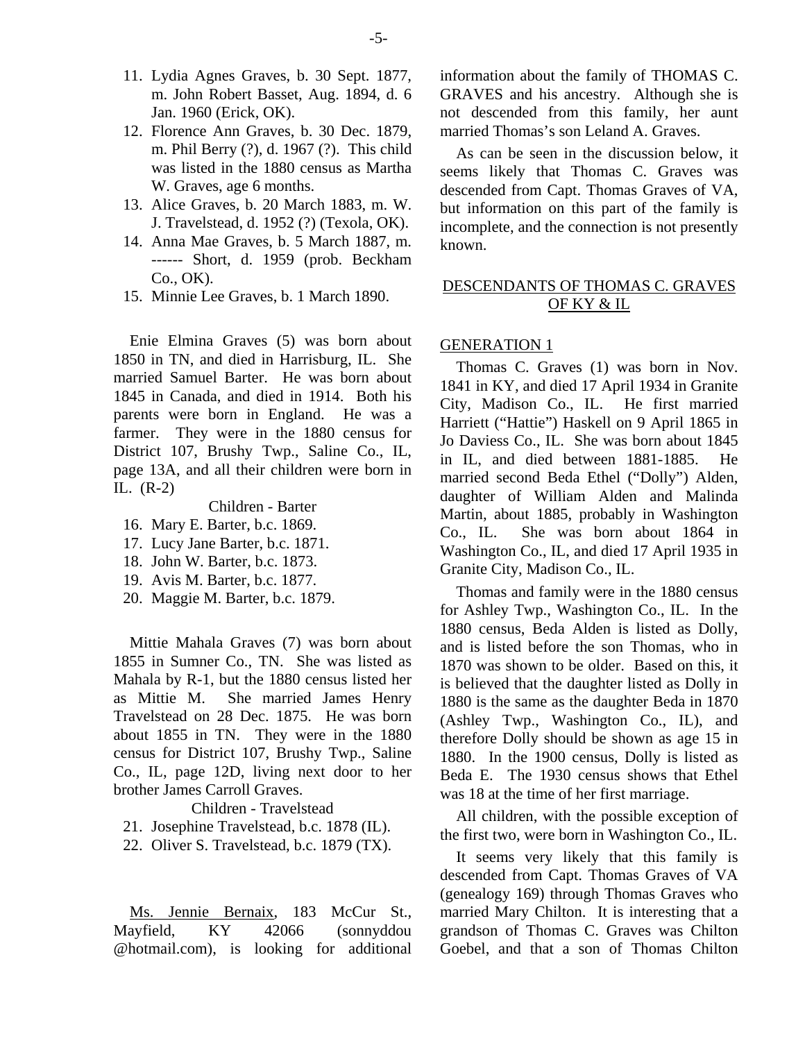11. Lydia Agnes Graves, b. 30 Sept. 1877, m. John Robert Basset, Aug. 1894, d. 6 Jan. 1960 (Erick, OK).
12. Florence Ann Graves, b. 30 Dec. 1879, m. Phil Berry (?), d. 1967 (?). This child was listed in the 1880 census as Martha W. Graves, age 6 months.
13. Alice Graves, b. 20 March 1883, m. W. J. Travelstead, d. 1952 (?) (Texola, OK).
14. Anna Mae Graves, b. 5 March 1887, m. ------ Short, d. 1959 (prob. Beckham Co., OK).
15. Minnie Lee Graves, b. 1 March 1890.

Enie Elmina Graves (5) was born about 1850 in TN, and died in Harrisburg, IL. She married Samuel Barter. He was born about 1845 in Canada, and died in 1914. Both his parents were born in England. He was a farmer. They were in the 1880 census for District 107, Brushy Twp., Saline Co., IL, page 13A, and all their children were born in IL. (R-2)

Children - Barter

16. Mary E. Barter, b.c. 1869.
17. Lucy Jane Barter, b.c. 1871.
18. John W. Barter, b.c. 1873.
19. Avis M. Barter, b.c. 1877.
20. Maggie M. Barter, b.c. 1879.

Mittie Mahala Graves (7) was born about 1855 in Sumner Co., TN. She was listed as Mahala by R-1, but the 1880 census listed her as Mittie M. She married James Henry Travelstead on 28 Dec. 1875. He was born about 1855 in TN. They were in the 1880 census for District 107, Brushy Twp., Saline Co., IL, page 12D, living next door to her brother James Carroll Graves.

Children - Travelstead

21. Josephine Travelstead, b.c. 1878 (IL).
22. Oliver S. Travelstead, b.c. 1879 (TX).

Ms. Jennie Bernaix, 183 McCur St., Mayfield, KY 42066 (sonnyddou @hotmail.com), is looking for additional information about the family of THOMAS C. GRAVES and his ancestry. Although she is not descended from this family, her aunt married Thomas's son Leland A. Graves.

As can be seen in the discussion below, it seems likely that Thomas C. Graves was descended from Capt. Thomas Graves of VA, but information on this part of the family is incomplete, and the connection is not presently known.

## DESCENDANTS OF THOMAS C. GRAVES OF KY & IL

### GENERATION 1

Thomas C. Graves (1) was born in Nov. 1841 in KY, and died 17 April 1934 in Granite City, Madison Co., IL. He first married Harriett ("Hattie") Haskell on 9 April 1865 in Jo Daviess Co., IL. She was born about 1845 in IL, and died between 1881-1885. He married second Beda Ethel ("Dolly") Alden, daughter of William Alden and Malinda Martin, about 1885, probably in Washington Co., IL. She was born about 1864 in Washington Co., IL, and died 17 April 1935 in Granite City, Madison Co., IL.

Thomas and family were in the 1880 census for Ashley Twp., Washington Co., IL. In the 1880 census, Beda Alden is listed as Dolly, and is listed before the son Thomas, who in 1870 was shown to be older. Based on this, it is believed that the daughter listed as Dolly in 1880 is the same as the daughter Beda in 1870 (Ashley Twp., Washington Co., IL), and therefore Dolly should be shown as age 15 in 1880. In the 1900 census, Dolly is listed as Beda E. The 1930 census shows that Ethel was 18 at the time of her first marriage.

All children, with the possible exception of the first two, were born in Washington Co., IL.

It seems very likely that this family is descended from Capt. Thomas Graves of VA (genealogy 169) through Thomas Graves who married Mary Chilton. It is interesting that a grandson of Thomas C. Graves was Chilton Goebel, and that a son of Thomas Chilton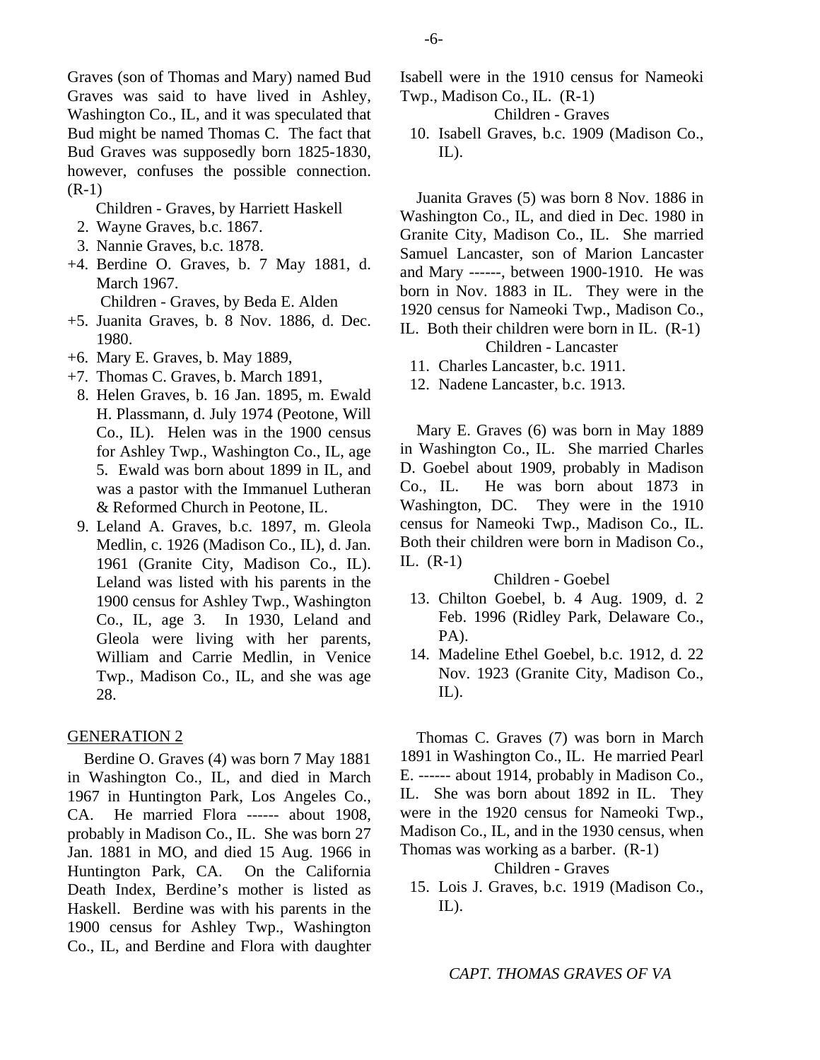Graves (son of Thomas and Mary) named Bud Graves was said to have lived in Ashley, Washington Co., IL, and it was speculated that Bud might be named Thomas C. The fact that Bud Graves was supposedly born 1825-1830, however, confuses the possible connection. (R-1)

Children - Graves, by Harriett Haskell

2. Wayne Graves, b.c. 1867.
3. Nannie Graves, b.c. 1878.

+4. Berdine O. Graves, b. 7 May 1881, d. March 1967.

Children - Graves, by Beda E. Alden

+5. Juanita Graves, b. 8 Nov. 1886, d. Dec. 1980.

+6. Mary E. Graves, b. May 1889,

+7. Thomas C. Graves, b. March 1891,

8. Helen Graves, b. 16 Jan. 1895, m. Ewald H. Plassmann, d. July 1974 (Peotone, Will Co., IL). Helen was in the 1900 census for Ashley Twp., Washington Co., IL, age 5. Ewald was born about 1899 in IL, and was a pastor with the Immanuel Lutheran & Reformed Church in Peotone, IL.
9. Leland A. Graves, b.c. 1897, m. Gleola Medlin, c. 1926 (Madison Co., IL), d. Jan. 1961 (Granite City, Madison Co., IL). Leland was listed with his parents in the 1900 census for Ashley Twp., Washington Co., IL, age 3. In 1930, Leland and Gleola were living with her parents, William and Carrie Medlin, in Venice Twp., Madison Co., IL, and she was age 28.

## GENERATION 2

Berdine O. Graves (4) was born 7 May 1881 in Washington Co., IL, and died in March 1967 in Huntington Park, Los Angeles Co., CA. He married Flora ------ about 1908, probably in Madison Co., IL. She was born 27 Jan. 1881 in MO, and died 15 Aug. 1966 in Huntington Park, CA. On the California Death Index, Berdine's mother is listed as Haskell. Berdine was with his parents in the 1900 census for Ashley Twp., Washington Co., IL, and Berdine and Flora with daughter Isabell were in the 1910 census for Nameoki Twp., Madison Co., IL. (R-1)

Children - Graves

10. Isabell Graves, b.c. 1909 (Madison Co., IL).

Juanita Graves (5) was born 8 Nov. 1886 in Washington Co., IL, and died in Dec. 1980 in Granite City, Madison Co., IL. She married Samuel Lancaster, son of Marion Lancaster and Mary ------, between 1900-1910. He was born in Nov. 1883 in IL. They were in the 1920 census for Nameoki Twp., Madison Co., IL. Both their children were born in IL. (R-1)

Children - Lancaster

11. Charles Lancaster, b.c. 1911.
12. Nadene Lancaster, b.c. 1913.

Mary E. Graves (6) was born in May 1889 in Washington Co., IL. She married Charles D. Goebel about 1909, probably in Madison Co., IL. He was born about 1873 in Washington, DC. They were in the 1910 census for Nameoki Twp., Madison Co., IL. Both their children were born in Madison Co., IL. (R-1)

Children - Goebel

13. Chilton Goebel, b. 4 Aug. 1909, d. 2 Feb. 1996 (Ridley Park, Delaware Co., PA).
14. Madeline Ethel Goebel, b.c. 1912, d. 22 Nov. 1923 (Granite City, Madison Co., IL).

Thomas C. Graves (7) was born in March 1891 in Washington Co., IL. He married Pearl E. ------ about 1914, probably in Madison Co., IL. She was born about 1892 in IL. They were in the 1920 census for Nameoki Twp., Madison Co., IL, and in the 1930 census, when Thomas was working as a barber. (R-1)

Children - Graves

15. Lois J. Graves, b.c. 1919 (Madison Co., IL).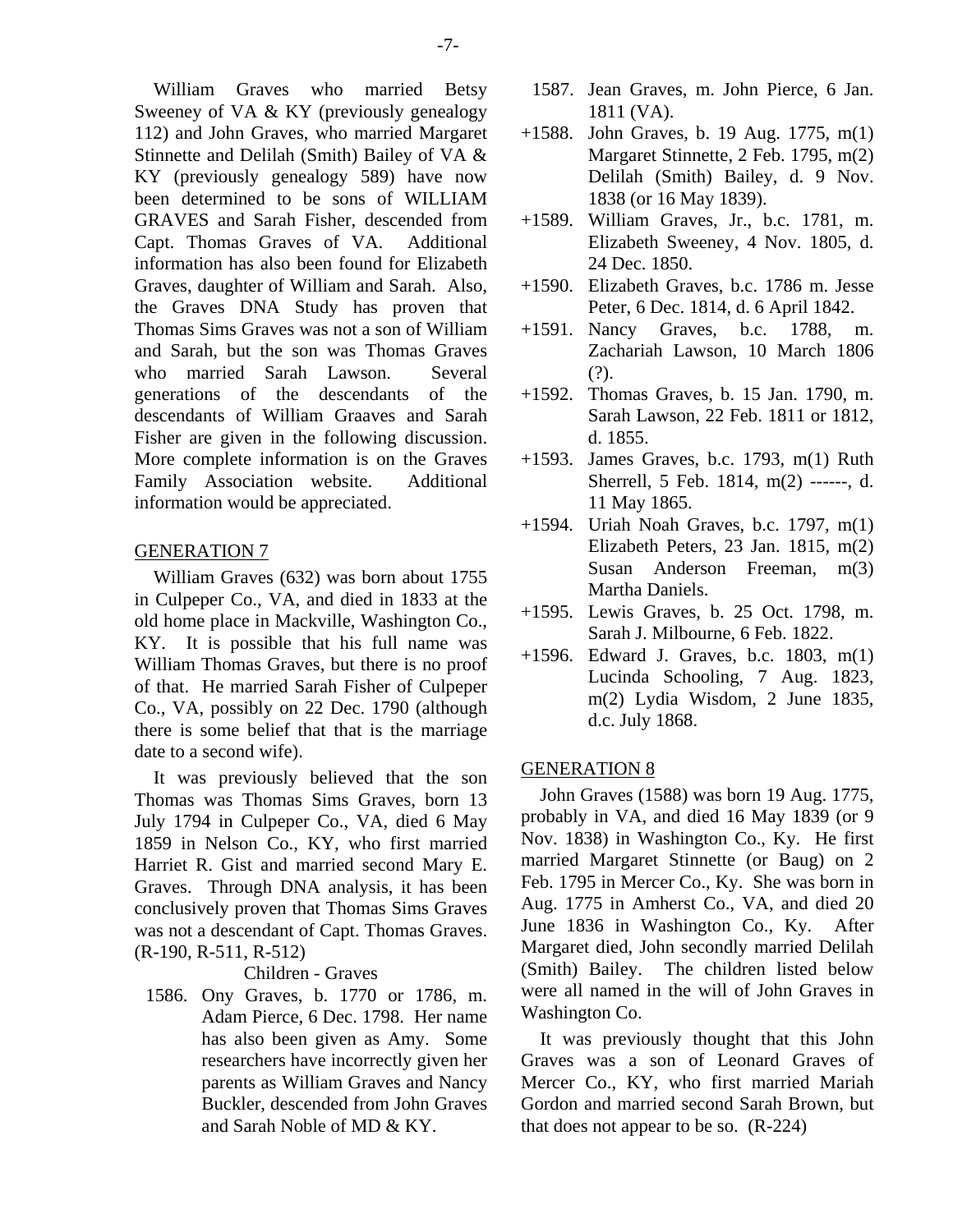William Graves who married Betsy Sweeney of VA & KY (previously genealogy 112) and John Graves, who married Margaret Stinnette and Delilah (Smith) Bailey of VA & KY (previously genealogy 589) have now been determined to be sons of WILLIAM GRAVES and Sarah Fisher, descended from Capt. Thomas Graves of VA. Additional information has also been found for Elizabeth Graves, daughter of William and Sarah. Also, the Graves DNA Study has proven that Thomas Sims Graves was not a son of William and Sarah, but the son was Thomas Graves who married Sarah Lawson. Several generations of the descendants of the descendants of William Graaves and Sarah Fisher are given in the following discussion. More complete information is on the Graves Family Association website. Additional information would be appreciated.

## GENERATION 7

William Graves (632) was born about 1755 in Culpeper Co., VA, and died in 1833 at the old home place in Mackville, Washington Co., KY. It is possible that his full name was William Thomas Graves, but there is no proof of that. He married Sarah Fisher of Culpeper Co., VA, possibly on 22 Dec. 1790 (although there is some belief that that is the marriage date to a second wife).

It was previously believed that the son Thomas was Thomas Sims Graves, born 13 July 1794 in Culpeper Co., VA, died 6 May 1859 in Nelson Co., KY, who first married Harriet R. Gist and married second Mary E. Graves. Through DNA analysis, it has been conclusively proven that Thomas Sims Graves was not a descendant of Capt. Thomas Graves. (R-190, R-511, R-512)

Children - Graves

1586. Ony Graves, b. 1770 or 1786, m. Adam Pierce, 6 Dec. 1798. Her name has also been given as Amy. Some researchers have incorrectly given her parents as William Graves and Nancy Buckler, descended from John Graves and Sarah Noble of MD & KY.

1587. Jean Graves, m. John Pierce, 6 Jan. 1811 (VA).

+1588. John Graves, b. 19 Aug. 1775, m(1) Margaret Stinnette, 2 Feb. 1795, m(2) Delilah (Smith) Bailey, d. 9 Nov. 1838 (or 16 May 1839).

+1589. William Graves, Jr., b.c. 1781, m. Elizabeth Sweeney, 4 Nov. 1805, d. 24 Dec. 1850.

+1590. Elizabeth Graves, b.c. 1786 m. Jesse Peter, 6 Dec. 1814, d. 6 April 1842.

+1591. Nancy Graves, b.c. 1788, m. Zachariah Lawson, 10 March 1806 (?).

+1592. Thomas Graves, b. 15 Jan. 1790, m. Sarah Lawson, 22 Feb. 1811 or 1812, d. 1855.

+1593. James Graves, b.c. 1793, m(1) Ruth Sherrell, 5 Feb. 1814, m(2) ------, d. 11 May 1865.

+1594. Uriah Noah Graves, b.c. 1797, m(1) Elizabeth Peters, 23 Jan. 1815, m(2) Susan Anderson Freeman, m(3) Martha Daniels.

+1595. Lewis Graves, b. 25 Oct. 1798, m. Sarah J. Milbourne, 6 Feb. 1822.

+1596. Edward J. Graves, b.c. 1803, m(1) Lucinda Schooling, 7 Aug. 1823, m(2) Lydia Wisdom, 2 June 1835, d.c. July 1868.

## GENERATION 8

John Graves (1588) was born 19 Aug. 1775, probably in VA, and died 16 May 1839 (or 9 Nov. 1838) in Washington Co., Ky. He first married Margaret Stinnette (or Baug) on 2 Feb. 1795 in Mercer Co., Ky. She was born in Aug. 1775 in Amherst Co., VA, and died 20 June 1836 in Washington Co., Ky. After Margaret died, John secondly married Delilah (Smith) Bailey. The children listed below were all named in the will of John Graves in Washington Co.

It was previously thought that this John Graves was a son of Leonard Graves of Mercer Co., KY, who first married Mariah Gordon and married second Sarah Brown, but that does not appear to be so. (R-224)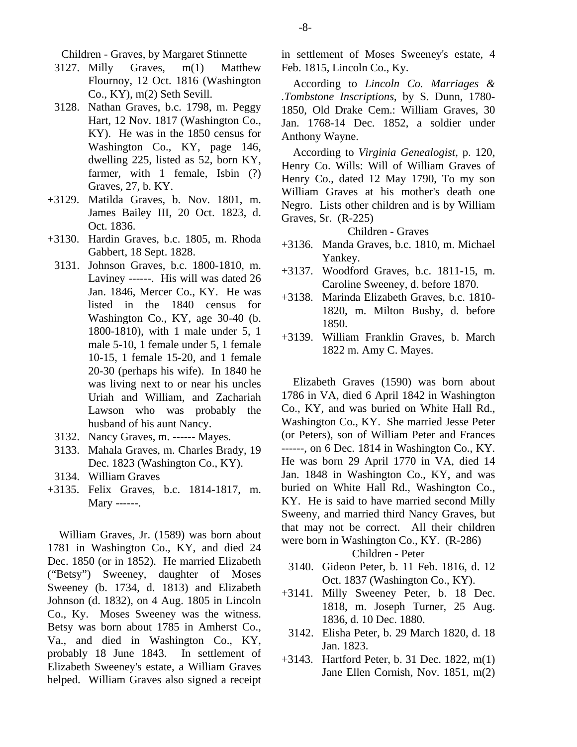Children - Graves, by Margaret Stinnette

3127. Milly Graves, m(1) Matthew Flournoy, 12 Oct. 1816 (Washington Co., KY), m(2) Seth Sevill.
3128. Nathan Graves, b.c. 1798, m. Peggy Hart, 12 Nov. 1817 (Washington Co., KY). He was in the 1850 census for Washington Co., KY, page 146, dwelling 225, listed as 52, born KY, farmer, with 1 female, Isbin (?) Graves, 27, b. KY.
+3129. Matilda Graves, b. Nov. 1801, m. James Bailey III, 20 Oct. 1823, d. Oct. 1836.
+3130. Hardin Graves, b.c. 1805, m. Rhoda Gabbert, 18 Sept. 1828.
3131. Johnson Graves, b.c. 1800-1810, m. Laviney ------. His will was dated 26 Jan. 1846, Mercer Co., KY. He was listed in the 1840 census for Washington Co., KY, age 30-40 (b. 1800-1810), with 1 male under 5, 1 male 5-10, 1 female under 5, 1 female 10-15, 1 female 15-20, and 1 female 20-30 (perhaps his wife). In 1840 he was living next to or near his uncles Uriah and William, and Zachariah Lawson who was probably the husband of his aunt Nancy.
3132. Nancy Graves, m. ------ Mayes.
3133. Mahala Graves, m. Charles Brady, 19 Dec. 1823 (Washington Co., KY).
3134. William Graves
+3135. Felix Graves, b.c. 1814-1817, m. Mary ------.

William Graves, Jr. (1589) was born about 1781 in Washington Co., KY, and died 24 Dec. 1850 (or in 1852). He married Elizabeth ("Betsy") Sweeney, daughter of Moses Sweeney (b. 1734, d. 1813) and Elizabeth Johnson (d. 1832), on 4 Aug. 1805 in Lincoln Co., Ky. Moses Sweeney was the witness. Betsy was born about 1785 in Amherst Co., Va., and died in Washington Co., KY, probably 18 June 1843. In settlement of Elizabeth Sweeney's estate, a William Graves helped. William Graves also signed a receipt in settlement of Moses Sweeney's estate, 4 Feb. 1815, Lincoln Co., Ky.

According to *Lincoln Co. Marriages & .Tombstone Inscriptions*, by S. Dunn, 1780-1850, Old Drake Cem.: William Graves, 30 Jan. 1768-14 Dec. 1852, a soldier under Anthony Wayne.

According to *Virginia Genealogist*, p. 120, Henry Co. Wills: Will of William Graves of Henry Co., dated 12 May 1790, To my son William Graves at his mother's death one Negro. Lists other children and is by William Graves, Sr. (R-225)

Children - Graves

+3136. Manda Graves, b.c. 1810, m. Michael Yankey.
+3137. Woodford Graves, b.c. 1811-15, m. Caroline Sweeney, d. before 1870.
+3138. Marinda Elizabeth Graves, b.c. 1810-1820, m. Milton Busby, d. before 1850.
+3139. William Franklin Graves, b. March 1822 m. Amy C. Mayes.

Elizabeth Graves (1590) was born about 1786 in VA, died 6 April 1842 in Washington Co., KY, and was buried on White Hall Rd., Washington Co., KY. She married Jesse Peter (or Peters), son of William Peter and Frances ------, on 6 Dec. 1814 in Washington Co., KY. He was born 29 April 1770 in VA, died 14 Jan. 1848 in Washington Co., KY, and was buried on White Hall Rd., Washington Co., KY. He is said to have married second Milly Sweeny, and married third Nancy Graves, but that may not be correct. All their children were born in Washington Co., KY. (R-286)

Children - Peter

3140. Gideon Peter, b. 11 Feb. 1816, d. 12 Oct. 1837 (Washington Co., KY).
+3141. Milly Sweeney Peter, b. 18 Dec. 1818, m. Joseph Turner, 25 Aug. 1836, d. 10 Dec. 1880.
3142. Elisha Peter, b. 29 March 1820, d. 18 Jan. 1823.
+3143. Hartford Peter, b. 31 Dec. 1822, m(1) Jane Ellen Cornish, Nov. 1851, m(2)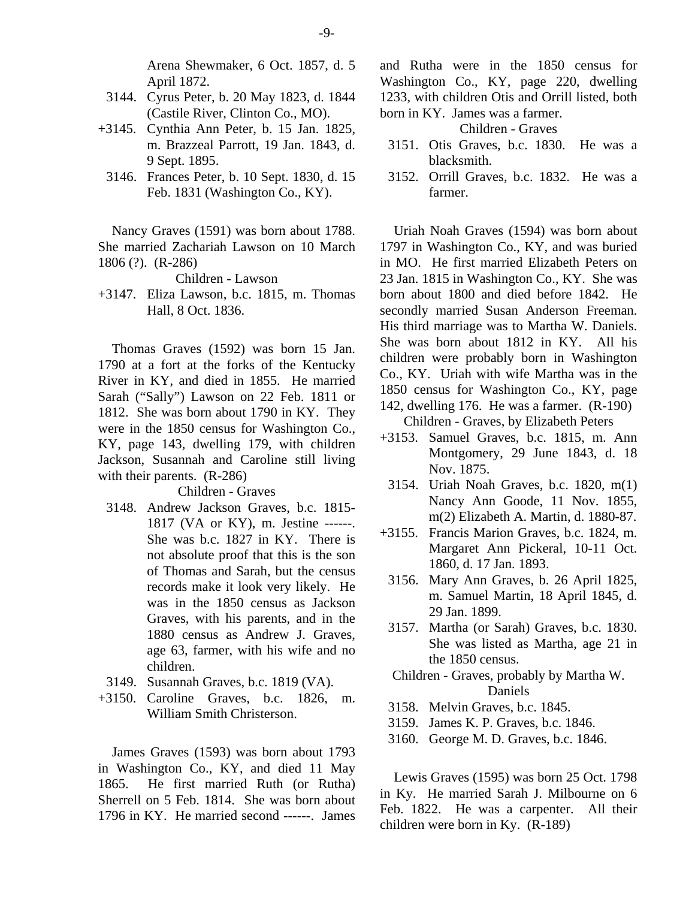Arena Shewmaker, 6 Oct. 1857, d. 5 April 1872.

3144. Cyrus Peter, b. 20 May 1823, d. 1844 (Castile River, Clinton Co., MO).

+3145. Cynthia Ann Peter, b. 15 Jan. 1825, m. Brazzeal Parrott, 19 Jan. 1843, d. 9 Sept. 1895.

3146. Frances Peter, b. 10 Sept. 1830, d. 15 Feb. 1831 (Washington Co., KY).

Nancy Graves (1591) was born about 1788. She married Zachariah Lawson on 10 March 1806 (?). (R-286)

Children - Lawson

+3147. Eliza Lawson, b.c. 1815, m. Thomas Hall, 8 Oct. 1836.

Thomas Graves (1592) was born 15 Jan. 1790 at a fort at the forks of the Kentucky River in KY, and died in 1855. He married Sarah ("Sally") Lawson on 22 Feb. 1811 or 1812. She was born about 1790 in KY. They were in the 1850 census for Washington Co., KY, page 143, dwelling 179, with children Jackson, Susannah and Caroline still living with their parents. (R-286)

Children - Graves

3148. Andrew Jackson Graves, b.c. 1815-1817 (VA or KY), m. Jestine ------. She was b.c. 1827 in KY. There is not absolute proof that this is the son of Thomas and Sarah, but the census records make it look very likely. He was in the 1850 census as Jackson Graves, with his parents, and in the 1880 census as Andrew J. Graves, age 63, farmer, with his wife and no children.

3149. Susannah Graves, b.c. 1819 (VA).

+3150. Caroline Graves, b.c. 1826, m. William Smith Christerson.

James Graves (1593) was born about 1793 in Washington Co., KY, and died 11 May 1865. He first married Ruth (or Rutha) Sherrell on 5 Feb. 1814. She was born about 1796 in KY. He married second ------. James and Rutha were in the 1850 census for Washington Co., KY, page 220, dwelling 1233, with children Otis and Orrill listed, both born in KY. James was a farmer.

Children - Graves

3151. Otis Graves, b.c. 1830. He was a blacksmith.

3152. Orrill Graves, b.c. 1832. He was a farmer.

Uriah Noah Graves (1594) was born about 1797 in Washington Co., KY, and was buried in MO. He first married Elizabeth Peters on 23 Jan. 1815 in Washington Co., KY. She was born about 1800 and died before 1842. He secondly married Susan Anderson Freeman. His third marriage was to Martha W. Daniels. She was born about 1812 in KY. All his children were probably born in Washington Co., KY. Uriah with wife Martha was in the 1850 census for Washington Co., KY, page 142, dwelling 176. He was a farmer. (R-190)

Children - Graves, by Elizabeth Peters

+3153. Samuel Graves, b.c. 1815, m. Ann Montgomery, 29 June 1843, d. 18 Nov. 1875.

3154. Uriah Noah Graves, b.c. 1820, m(1) Nancy Ann Goode, 11 Nov. 1855, m(2) Elizabeth A. Martin, d. 1880-87.

+3155. Francis Marion Graves, b.c. 1824, m. Margaret Ann Pickeral, 10-11 Oct. 1860, d. 17 Jan. 1893.

3156. Mary Ann Graves, b. 26 April 1825, m. Samuel Martin, 18 April 1845, d. 29 Jan. 1899.

3157. Martha (or Sarah) Graves, b.c. 1830. She was listed as Martha, age 21 in the 1850 census.

Children - Graves, probably by Martha W. Daniels

3158. Melvin Graves, b.c. 1845.

3159. James K. P. Graves, b.c. 1846.

3160. George M. D. Graves, b.c. 1846.

Lewis Graves (1595) was born 25 Oct. 1798 in Ky. He married Sarah J. Milbourne on 6 Feb. 1822. He was a carpenter. All their children were born in Ky. (R-189)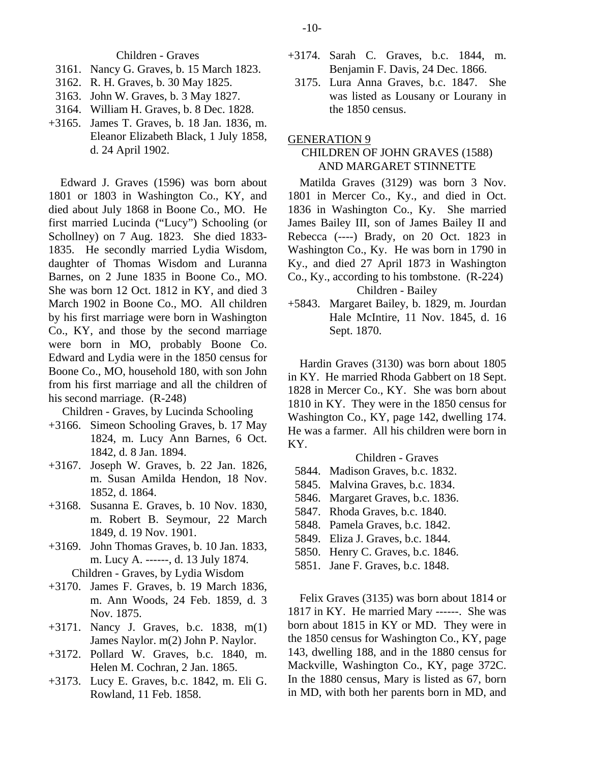Children - Graves

3161. Nancy G. Graves, b. 15 March 1823.
3162. R. H. Graves, b. 30 May 1825.
3163. John W. Graves, b. 3 May 1827.
3164. William H. Graves, b. 8 Dec. 1828.
+3165. James T. Graves, b. 18 Jan. 1836, m. Eleanor Elizabeth Black, 1 July 1858, d. 24 April 1902.

Edward J. Graves (1596) was born about 1801 or 1803 in Washington Co., KY, and died about July 1868 in Boone Co., MO. He first married Lucinda ("Lucy") Schooling (or Schollney) on 7 Aug. 1823. She died 1833-1835. He secondly married Lydia Wisdom, daughter of Thomas Wisdom and Luranna Barnes, on 2 June 1835 in Boone Co., MO. She was born 12 Oct. 1812 in KY, and died 3 March 1902 in Boone Co., MO. All children by his first marriage were born in Washington Co., KY, and those by the second marriage were born in MO, probably Boone Co. Edward and Lydia were in the 1850 census for Boone Co., MO, household 180, with son John from his first marriage and all the children of his second marriage. (R-248)

Children - Graves, by Lucinda Schooling

+3166. Simeon Schooling Graves, b. 17 May 1824, m. Lucy Ann Barnes, 6 Oct. 1842, d. 8 Jan. 1894.
+3167. Joseph W. Graves, b. 22 Jan. 1826, m. Susan Amilda Hendon, 18 Nov. 1852, d. 1864.
+3168. Susanna E. Graves, b. 10 Nov. 1830, m. Robert B. Seymour, 22 March 1849, d. 19 Nov. 1901.
+3169. John Thomas Graves, b. 10 Jan. 1833, m. Lucy A. ------, d. 13 July 1874.

Children - Graves, by Lydia Wisdom

+3170. James F. Graves, b. 19 March 1836, m. Ann Woods, 24 Feb. 1859, d. 3 Nov. 1875.
+3171. Nancy J. Graves, b.c. 1838, m(1) James Naylor. m(2) John P. Naylor.
+3172. Pollard W. Graves, b.c. 1840, m. Helen M. Cochran, 2 Jan. 1865.
+3173. Lucy E. Graves, b.c. 1842, m. Eli G. Rowland, 11 Feb. 1858.
+3174. Sarah C. Graves, b.c. 1844, m. Benjamin F. Davis, 24 Dec. 1866.
3175. Lura Anna Graves, b.c. 1847. She was listed as Lousany or Lourany in the 1850 census.

## GENERATION 9

### CHILDREN OF JOHN GRAVES (1588) AND MARGARET STINNETTE

Matilda Graves (3129) was born 3 Nov. 1801 in Mercer Co., Ky., and died in Oct. 1836 in Washington Co., Ky. She married James Bailey III, son of James Bailey II and Rebecca (----) Brady, on 20 Oct. 1823 in Washington Co., Ky. He was born in 1790 in Ky., and died 27 April 1873 in Washington Co., Ky., according to his tombstone. (R-224)

Children - Bailey

+5843. Margaret Bailey, b. 1829, m. Jourdan Hale McIntire, 11 Nov. 1845, d. 16 Sept. 1870.

Hardin Graves (3130) was born about 1805 in KY. He married Rhoda Gabbert on 18 Sept. 1828 in Mercer Co., KY. She was born about 1810 in KY. They were in the 1850 census for Washington Co., KY, page 142, dwelling 174. He was a farmer. All his children were born in KY.

Children - Graves

5844. Madison Graves, b.c. 1832.
5845. Malvina Graves, b.c. 1834.
5846. Margaret Graves, b.c. 1836.
5847. Rhoda Graves, b.c. 1840.
5848. Pamela Graves, b.c. 1842.
5849. Eliza J. Graves, b.c. 1844.
5850. Henry C. Graves, b.c. 1846.
5851. Jane F. Graves, b.c. 1848.

Felix Graves (3135) was born about 1814 or 1817 in KY. He married Mary ------. She was born about 1815 in KY or MD. They were in the 1850 census for Washington Co., KY, page 143, dwelling 188, and in the 1880 census for Mackville, Washington Co., KY, page 372C. In the 1880 census, Mary is listed as 67, born in MD, with both her parents born in MD, and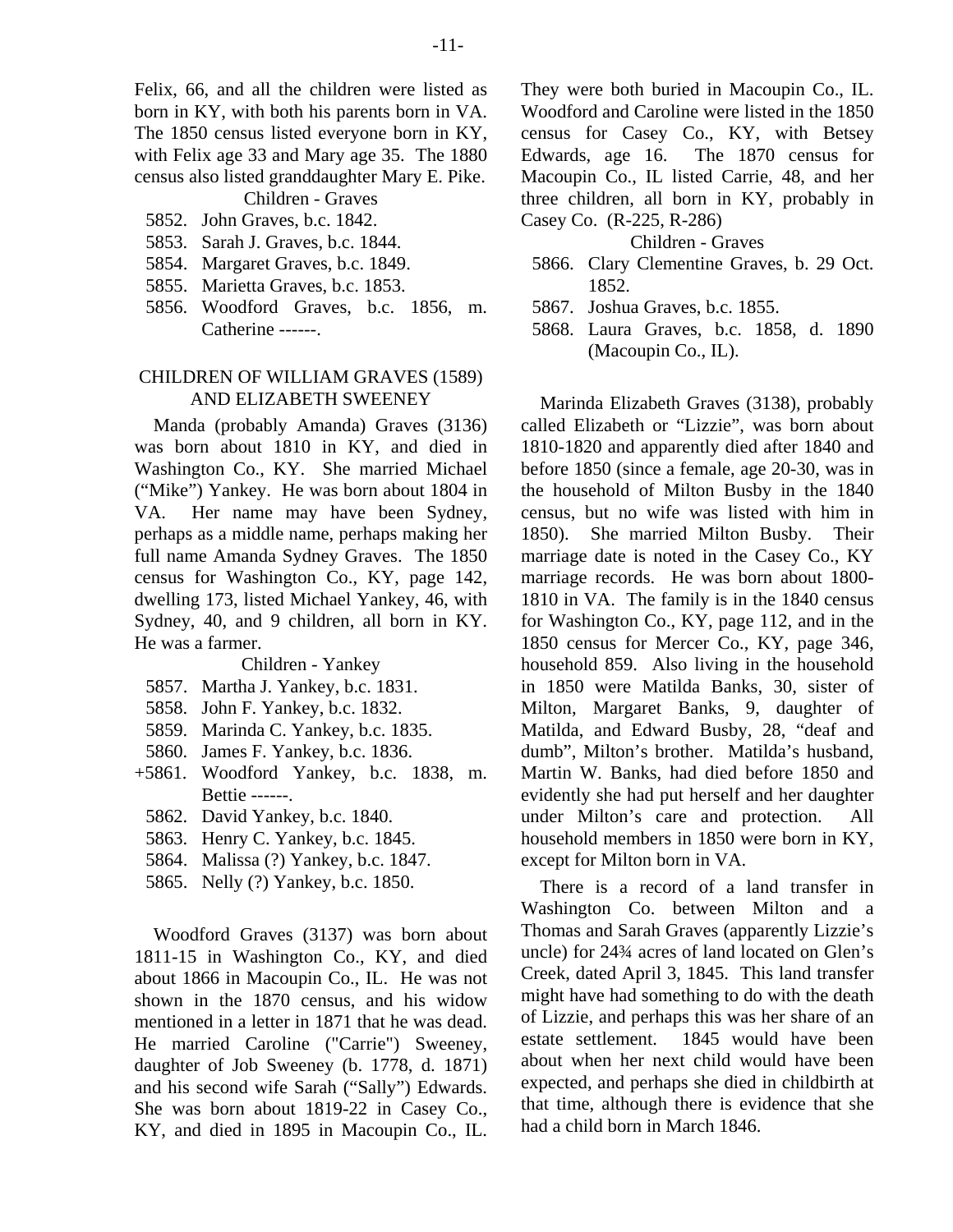Felix, 66, and all the children were listed as born in KY, with both his parents born in VA. The 1850 census listed everyone born in KY, with Felix age 33 and Mary age 35. The 1880 census also listed granddaughter Mary E. Pike.

Children - Graves

- 5852. John Graves, b.c. 1842.
- 5853. Sarah J. Graves, b.c. 1844.
- 5854. Margaret Graves, b.c. 1849.
- 5855. Marietta Graves, b.c. 1853.
- 5856. Woodford Graves, b.c. 1856, m. Catherine ------.

## CHILDREN OF WILLIAM GRAVES (1589) AND ELIZABETH SWEENEY

Manda (probably Amanda) Graves (3136) was born about 1810 in KY, and died in Washington Co., KY. She married Michael ("Mike") Yankey. He was born about 1804 in VA. Her name may have been Sydney, perhaps as a middle name, perhaps making her full name Amanda Sydney Graves. The 1850 census for Washington Co., KY, page 142, dwelling 173, listed Michael Yankey, 46, with Sydney, 40, and 9 children, all born in KY. He was a farmer.

Children - Yankey

- 5857. Martha J. Yankey, b.c. 1831.
- 5858. John F. Yankey, b.c. 1832.
- 5859. Marinda C. Yankey, b.c. 1835.
- 5860. James F. Yankey, b.c. 1836.
- +5861. Woodford Yankey, b.c. 1838, m. Bettie ------.
- 5862. David Yankey, b.c. 1840.
- 5863. Henry C. Yankey, b.c. 1845.
- 5864. Malissa (?) Yankey, b.c. 1847.
- 5865. Nelly (?) Yankey, b.c. 1850.

Woodford Graves (3137) was born about 1811-15 in Washington Co., KY, and died about 1866 in Macoupin Co., IL. He was not shown in the 1870 census, and his widow mentioned in a letter in 1871 that he was dead. He married Caroline ("Carrie") Sweeney, daughter of Job Sweeney (b. 1778, d. 1871) and his second wife Sarah ("Sally") Edwards. She was born about 1819-22 in Casey Co., KY, and died in 1895 in Macoupin Co., IL. They were both buried in Macoupin Co., IL. Woodford and Caroline were listed in the 1850 census for Casey Co., KY, with Betsey Edwards, age 16. The 1870 census for Macoupin Co., IL listed Carrie, 48, and her three children, all born in KY, probably in Casey Co. (R-225, R-286)

Children - Graves

- 5866. Clary Clementine Graves, b. 29 Oct. 1852.
- 5867. Joshua Graves, b.c. 1855.
- 5868. Laura Graves, b.c. 1858, d. 1890 (Macoupin Co., IL).

Marinda Elizabeth Graves (3138), probably called Elizabeth or "Lizzie", was born about 1810-1820 and apparently died after 1840 and before 1850 (since a female, age 20-30, was in the household of Milton Busby in the 1840 census, but no wife was listed with him in 1850). She married Milton Busby. Their marriage date is noted in the Casey Co., KY marriage records. He was born about 1800-1810 in VA. The family is in the 1840 census for Washington Co., KY, page 112, and in the 1850 census for Mercer Co., KY, page 346, household 859. Also living in the household in 1850 were Matilda Banks, 30, sister of Milton, Margaret Banks, 9, daughter of Matilda, and Edward Busby, 28, "deaf and dumb", Milton's brother. Matilda's husband, Martin W. Banks, had died before 1850 and evidently she had put herself and her daughter under Milton's care and protection. All household members in 1850 were born in KY, except for Milton born in VA.

There is a record of a land transfer in Washington Co. between Milton and a Thomas and Sarah Graves (apparently Lizzie's uncle) for 24¾ acres of land located on Glen's Creek, dated April 3, 1845. This land transfer might have had something to do with the death of Lizzie, and perhaps this was her share of an estate settlement. 1845 would have been about when her next child would have been expected, and perhaps she died in childbirth at that time, although there is evidence that she had a child born in March 1846.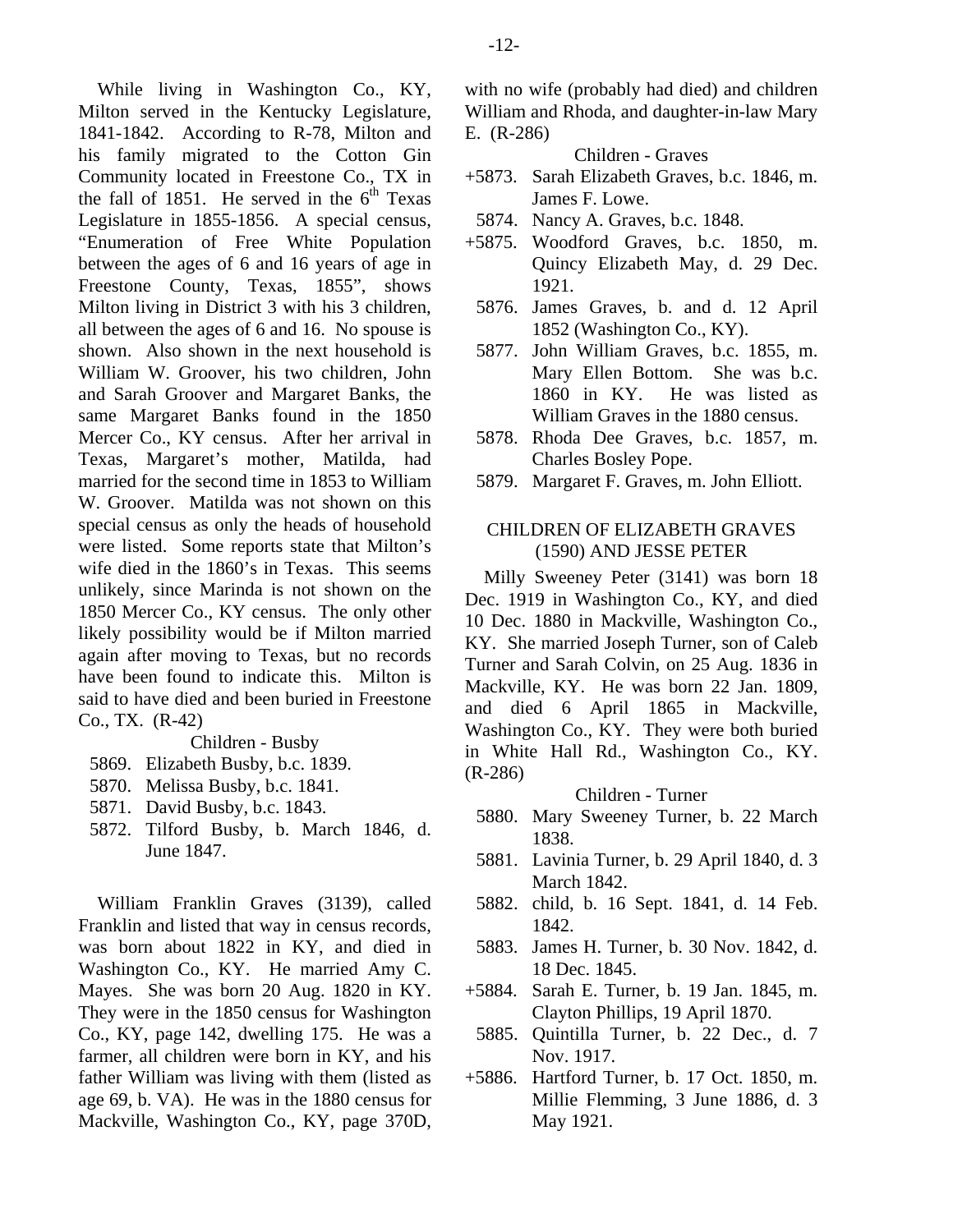While living in Washington Co., KY, Milton served in the Kentucky Legislature, 1841-1842. According to R-78, Milton and his family migrated to the Cotton Gin Community located in Freestone Co., TX in the fall of 1851. He served in the 6th Texas Legislature in 1855-1856. A special census, "Enumeration of Free White Population between the ages of 6 and 16 years of age in Freestone County, Texas, 1855", shows Milton living in District 3 with his 3 children, all between the ages of 6 and 16. No spouse is shown. Also shown in the next household is William W. Groover, his two children, John and Sarah Groover and Margaret Banks, the same Margaret Banks found in the 1850 Mercer Co., KY census. After her arrival in Texas, Margaret's mother, Matilda, had married for the second time in 1853 to William W. Groover. Matilda was not shown on this special census as only the heads of household were listed. Some reports state that Milton's wife died in the 1860's in Texas. This seems unlikely, since Marinda is not shown on the 1850 Mercer Co., KY census. The only other likely possibility would be if Milton married again after moving to Texas, but no records have been found to indicate this. Milton is said to have died and been buried in Freestone Co., TX. (R-42)

Children - Busby

5869. Elizabeth Busby, b.c. 1839.
5870. Melissa Busby, b.c. 1841.
5871. David Busby, b.c. 1843.
5872. Tilford Busby, b. March 1846, d. June 1847.

William Franklin Graves (3139), called Franklin and listed that way in census records, was born about 1822 in KY, and died in Washington Co., KY. He married Amy C. Mayes. She was born 20 Aug. 1820 in KY. They were in the 1850 census for Washington Co., KY, page 142, dwelling 175. He was a farmer, all children were born in KY, and his father William was living with them (listed as age 69, b. VA). He was in the 1880 census for Mackville, Washington Co., KY, page 370D, with no wife (probably had died) and children William and Rhoda, and daughter-in-law Mary E. (R-286)

Children - Graves

+5873. Sarah Elizabeth Graves, b.c. 1846, m. James F. Lowe.
5874. Nancy A. Graves, b.c. 1848.
+5875. Woodford Graves, b.c. 1850, m. Quincy Elizabeth May, d. 29 Dec. 1921.
5876. James Graves, b. and d. 12 April 1852 (Washington Co., KY).
5877. John William Graves, b.c. 1855, m. Mary Ellen Bottom. She was b.c. 1860 in KY. He was listed as William Graves in the 1880 census.
5878. Rhoda Dee Graves, b.c. 1857, m. Charles Bosley Pope.
5879. Margaret F. Graves, m. John Elliott.

## CHILDREN OF ELIZABETH GRAVES (1590) AND JESSE PETER

Milly Sweeney Peter (3141) was born 18 Dec. 1919 in Washington Co., KY, and died 10 Dec. 1880 in Mackville, Washington Co., KY. She married Joseph Turner, son of Caleb Turner and Sarah Colvin, on 25 Aug. 1836 in Mackville, KY. He was born 22 Jan. 1809, and died 6 April 1865 in Mackville, Washington Co., KY. They were both buried in White Hall Rd., Washington Co., KY. (R-286)

Children - Turner

5880. Mary Sweeney Turner, b. 22 March 1838.
5881. Lavinia Turner, b. 29 April 1840, d. 3 March 1842.
5882. child, b. 16 Sept. 1841, d. 14 Feb. 1842.
5883. James H. Turner, b. 30 Nov. 1842, d. 18 Dec. 1845.
+5884. Sarah E. Turner, b. 19 Jan. 1845, m. Clayton Phillips, 19 April 1870.
5885. Quintilla Turner, b. 22 Dec., d. 7 Nov. 1917.
+5886. Hartford Turner, b. 17 Oct. 1850, m. Millie Flemming, 3 June 1886, d. 3 May 1921.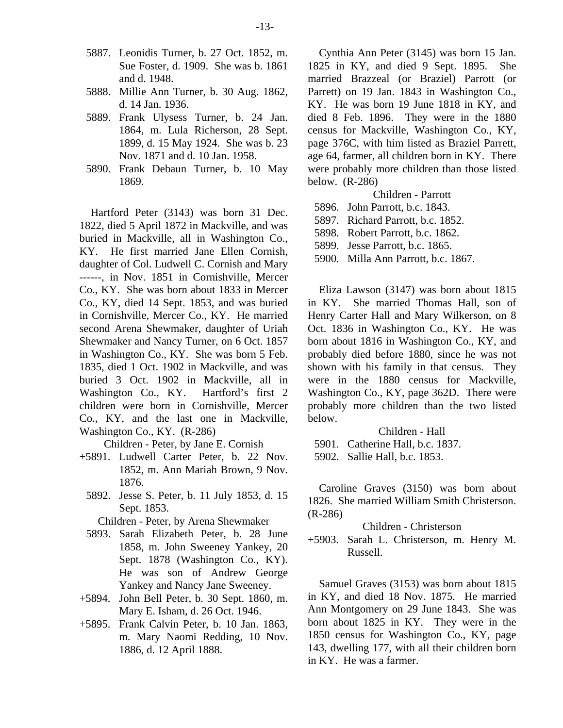5887. Leonidis Turner, b. 27 Oct. 1852, m. Sue Foster, d. 1909. She was b. 1861 and d. 1948.
5888. Millie Ann Turner, b. 30 Aug. 1862, d. 14 Jan. 1936.
5889. Frank Ulysess Turner, b. 24 Jan. 1864, m. Lula Richerson, 28 Sept. 1899, d. 15 May 1924. She was b. 23 Nov. 1871 and d. 10 Jan. 1958.
5890. Frank Debaun Turner, b. 10 May 1869.

Hartford Peter (3143) was born 31 Dec. 1822, died 5 April 1872 in Mackville, and was buried in Mackville, all in Washington Co., KY. He first married Jane Ellen Cornish, daughter of Col. Ludwell C. Cornish and Mary ------, in Nov. 1851 in Cornishville, Mercer Co., KY. She was born about 1833 in Mercer Co., KY, died 14 Sept. 1853, and was buried in Cornishville, Mercer Co., KY. He married second Arena Shewmaker, daughter of Uriah Shewmaker and Nancy Turner, on 6 Oct. 1857 in Washington Co., KY. She was born 5 Feb. 1835, died 1 Oct. 1902 in Mackville, and was buried 3 Oct. 1902 in Mackville, all in Washington Co., KY. Hartford's first 2 children were born in Cornishville, Mercer Co., KY, and the last one in Mackville, Washington Co., KY. (R-286)

Children - Peter, by Jane E. Cornish

+5891. Ludwell Carter Peter, b. 22 Nov. 1852, m. Ann Mariah Brown, 9 Nov. 1876.
5892. Jesse S. Peter, b. 11 July 1853, d. 15 Sept. 1853.

Children - Peter, by Arena Shewmaker

5893. Sarah Elizabeth Peter, b. 28 June 1858, m. John Sweeney Yankey, 20 Sept. 1878 (Washington Co., KY). He was son of Andrew George Yankey and Nancy Jane Sweeney.
+5894. John Bell Peter, b. 30 Sept. 1860, m. Mary E. Isham, d. 26 Oct. 1946.
+5895. Frank Calvin Peter, b. 10 Jan. 1863, m. Mary Naomi Redding, 10 Nov. 1886, d. 12 April 1888.

Cynthia Ann Peter (3145) was born 15 Jan. 1825 in KY, and died 9 Sept. 1895. She married Brazzeal (or Braziel) Parrott (or Parrett) on 19 Jan. 1843 in Washington Co., KY. He was born 19 June 1818 in KY, and died 8 Feb. 1896. They were in the 1880 census for Mackville, Washington Co., KY, page 376C, with him listed as Braziel Parrett, age 64, farmer, all children born in KY. There were probably more children than those listed below. (R-286)

Children - Parrott

5896. John Parrott, b.c. 1843.
5897. Richard Parrott, b.c. 1852.
5898. Robert Parrott, b.c. 1862.
5899. Jesse Parrott, b.c. 1865.
5900. Milla Ann Parrott, b.c. 1867.

Eliza Lawson (3147) was born about 1815 in KY. She married Thomas Hall, son of Henry Carter Hall and Mary Wilkerson, on 8 Oct. 1836 in Washington Co., KY. He was born about 1816 in Washington Co., KY, and probably died before 1880, since he was not shown with his family in that census. They were in the 1880 census for Mackville, Washington Co., KY, page 362D. There were probably more children than the two listed below.

Children - Hall

5901. Catherine Hall, b.c. 1837.
5902. Sallie Hall, b.c. 1853.

Caroline Graves (3150) was born about 1826. She married William Smith Christerson. (R-286)

Children - Christerson

+5903. Sarah L. Christerson, m. Henry M. Russell.

Samuel Graves (3153) was born about 1815 in KY, and died 18 Nov. 1875. He married Ann Montgomery on 29 June 1843. She was born about 1825 in KY. They were in the 1850 census for Washington Co., KY, page 143, dwelling 177, with all their children born in KY. He was a farmer.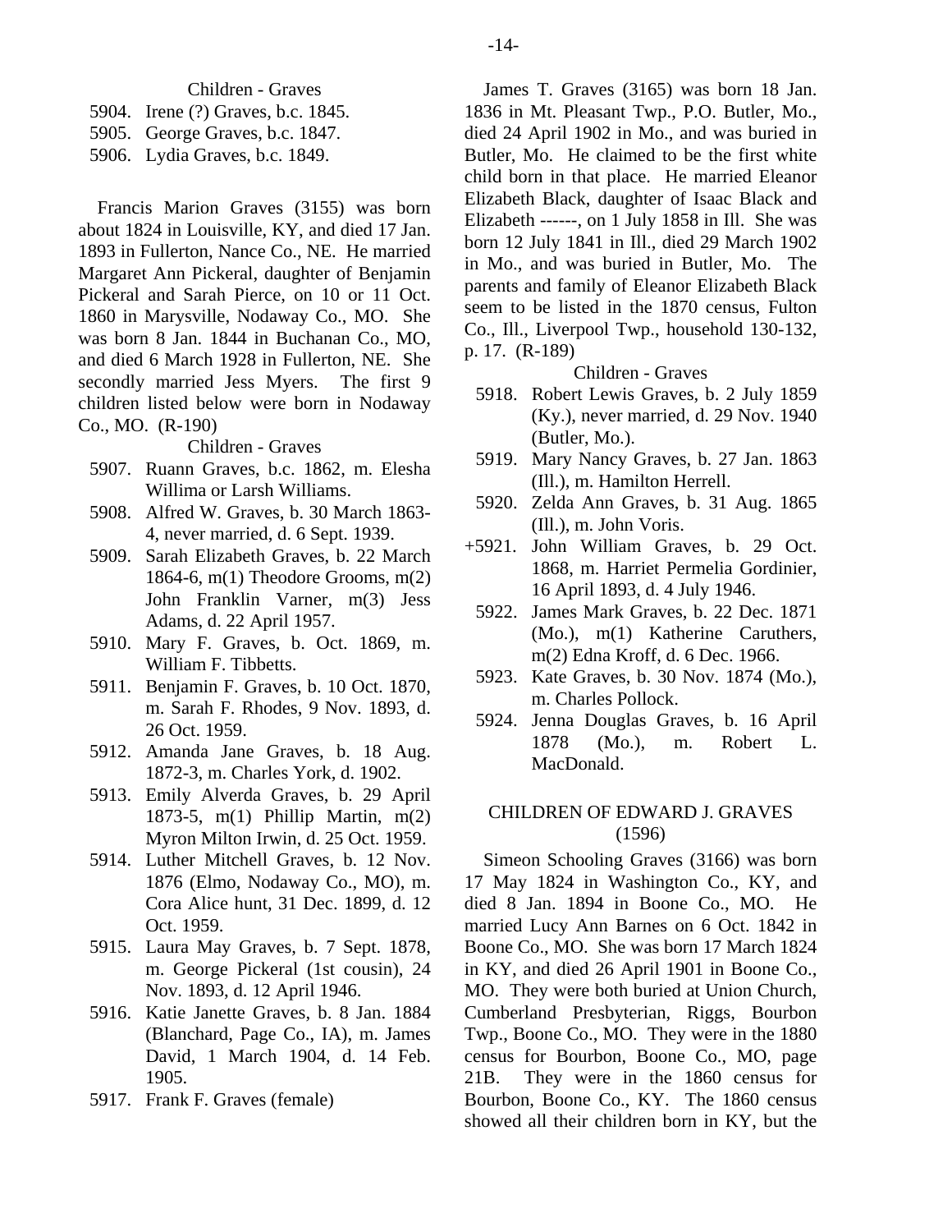Children - Graves

5904. Irene (?) Graves, b.c. 1845.
5905. George Graves, b.c. 1847.
5906. Lydia Graves, b.c. 1849.

Francis Marion Graves (3155) was born about 1824 in Louisville, KY, and died 17 Jan. 1893 in Fullerton, Nance Co., NE. He married Margaret Ann Pickeral, daughter of Benjamin Pickeral and Sarah Pierce, on 10 or 11 Oct. 1860 in Marysville, Nodaway Co., MO. She was born 8 Jan. 1844 in Buchanan Co., MO, and died 6 March 1928 in Fullerton, NE. She secondly married Jess Myers. The first 9 children listed below were born in Nodaway Co., MO. (R-190)

Children - Graves

5907. Ruann Graves, b.c. 1862, m. Elesha Willima or Larsh Williams.
5908. Alfred W. Graves, b. 30 March 1863-4, never married, d. 6 Sept. 1939.
5909. Sarah Elizabeth Graves, b. 22 March 1864-6, m(1) Theodore Grooms, m(2) John Franklin Varner, m(3) Jess Adams, d. 22 April 1957.
5910. Mary F. Graves, b. Oct. 1869, m. William F. Tibbetts.
5911. Benjamin F. Graves, b. 10 Oct. 1870, m. Sarah F. Rhodes, 9 Nov. 1893, d. 26 Oct. 1959.
5912. Amanda Jane Graves, b. 18 Aug. 1872-3, m. Charles York, d. 1902.
5913. Emily Alverda Graves, b. 29 April 1873-5, m(1) Phillip Martin, m(2) Myron Milton Irwin, d. 25 Oct. 1959.
5914. Luther Mitchell Graves, b. 12 Nov. 1876 (Elmo, Nodaway Co., MO), m. Cora Alice hunt, 31 Dec. 1899, d. 12 Oct. 1959.
5915. Laura May Graves, b. 7 Sept. 1878, m. George Pickeral (1st cousin), 24 Nov. 1893, d. 12 April 1946.
5916. Katie Janette Graves, b. 8 Jan. 1884 (Blanchard, Page Co., IA), m. James David, 1 March 1904, d. 14 Feb. 1905.
5917. Frank F. Graves (female)

James T. Graves (3165) was born 18 Jan. 1836 in Mt. Pleasant Twp., P.O. Butler, Mo., died 24 April 1902 in Mo., and was buried in Butler, Mo. He claimed to be the first white child born in that place. He married Eleanor Elizabeth Black, daughter of Isaac Black and Elizabeth ------, on 1 July 1858 in Ill. She was born 12 July 1841 in Ill., died 29 March 1902 in Mo., and was buried in Butler, Mo. The parents and family of Eleanor Elizabeth Black seem to be listed in the 1870 census, Fulton Co., Ill., Liverpool Twp., household 130-132, p. 17. (R-189)

Children - Graves

5918. Robert Lewis Graves, b. 2 July 1859 (Ky.), never married, d. 29 Nov. 1940 (Butler, Mo.).
5919. Mary Nancy Graves, b. 27 Jan. 1863 (Ill.), m. Hamilton Herrell.
5920. Zelda Ann Graves, b. 31 Aug. 1865 (Ill.), m. John Voris.
+5921. John William Graves, b. 29 Oct. 1868, m. Harriet Permelia Gordinier, 16 April 1893, d. 4 July 1946.
5922. James Mark Graves, b. 22 Dec. 1871 (Mo.), m(1) Katherine Caruthers, m(2) Edna Kroff, d. 6 Dec. 1966.
5923. Kate Graves, b. 30 Nov. 1874 (Mo.), m. Charles Pollock.
5924. Jenna Douglas Graves, b. 16 April 1878 (Mo.), m. Robert L. MacDonald.

## CHILDREN OF EDWARD J. GRAVES (1596)

Simeon Schooling Graves (3166) was born 17 May 1824 in Washington Co., KY, and died 8 Jan. 1894 in Boone Co., MO. He married Lucy Ann Barnes on 6 Oct. 1842 in Boone Co., MO. She was born 17 March 1824 in KY, and died 26 April 1901 in Boone Co., MO. They were both buried at Union Church, Cumberland Presbyterian, Riggs, Bourbon Twp., Boone Co., MO. They were in the 1880 census for Bourbon, Boone Co., MO, page 21B. They were in the 1860 census for Bourbon, Boone Co., KY. The 1860 census showed all their children born in KY, but the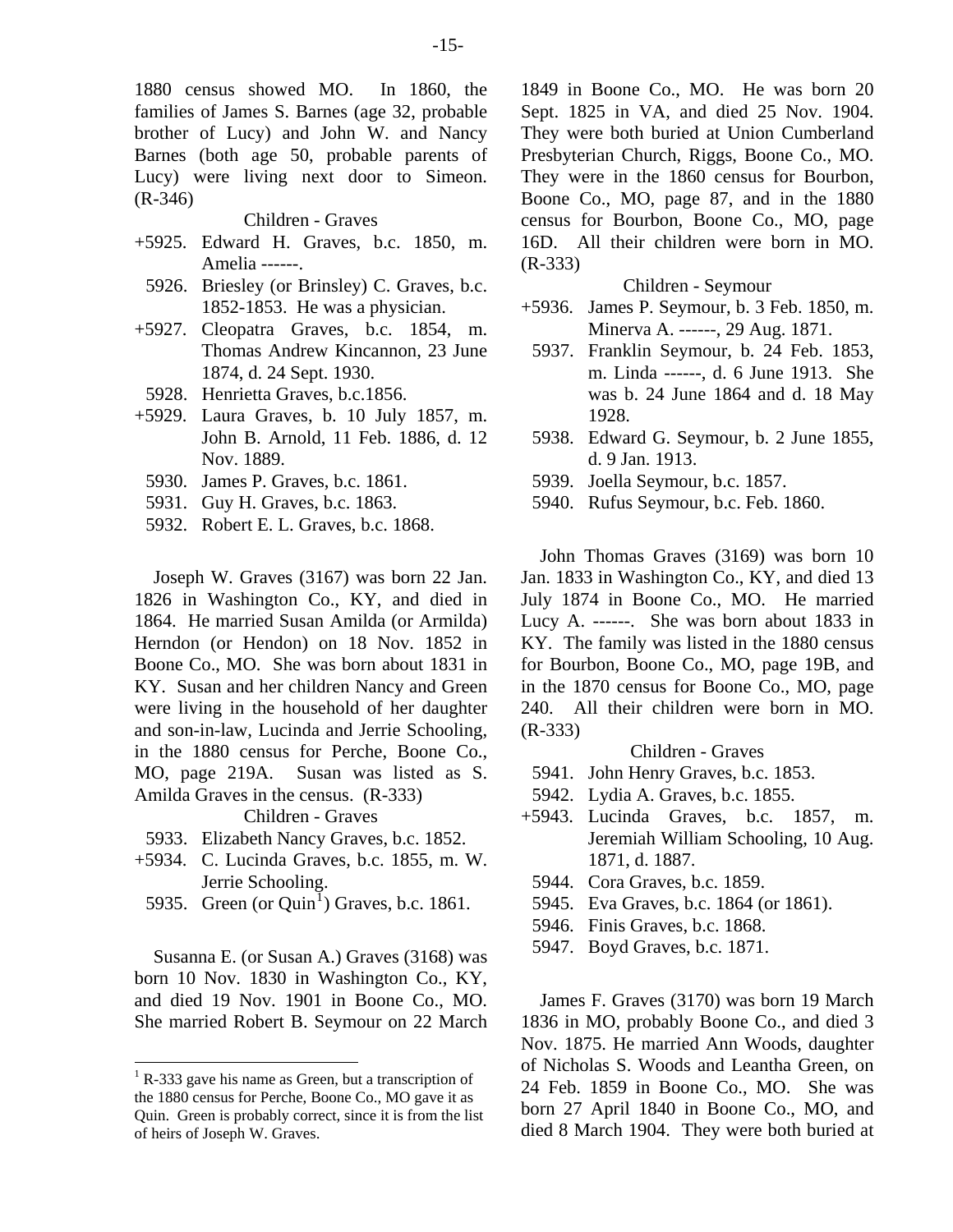1880 census showed MO. In 1860, the families of James S. Barnes (age 32, probable brother of Lucy) and John W. and Nancy Barnes (both age 50, probable parents of Lucy) were living next door to Simeon. (R-346)

Children - Graves

- +5925. Edward H. Graves, b.c. 1850, m. Amelia ------.
- 5926. Briesley (or Brinsley) C. Graves, b.c. 1852-1853. He was a physician.
- +5927. Cleopatra Graves, b.c. 1854, m. Thomas Andrew Kincannon, 23 June 1874, d. 24 Sept. 1930.
- 5928. Henrietta Graves, b.c.1856.
- +5929. Laura Graves, b. 10 July 1857, m. John B. Arnold, 11 Feb. 1886, d. 12 Nov. 1889.
- 5930. James P. Graves, b.c. 1861.
- 5931. Guy H. Graves, b.c. 1863.
- 5932. Robert E. L. Graves, b.c. 1868.

Joseph W. Graves (3167) was born 22 Jan. 1826 in Washington Co., KY, and died in 1864. He married Susan Amilda (or Armilda) Herndon (or Hendon) on 18 Nov. 1852 in Boone Co., MO. She was born about 1831 in KY. Susan and her children Nancy and Green were living in the household of her daughter and son-in-law, Lucinda and Jerrie Schooling, in the 1880 census for Perche, Boone Co., MO, page 219A. Susan was listed as S. Amilda Graves in the census. (R-333)

Children - Graves

- 5933. Elizabeth Nancy Graves, b.c. 1852.
- +5934. C. Lucinda Graves, b.c. 1855, m. W. Jerrie Schooling.
- 5935. Green (or Quin[1]) Graves, b.c. 1861.

Susanna E. (or Susan A.) Graves (3168) was born 10 Nov. 1830 in Washington Co., KY, and died 19 Nov. 1901 in Boone Co., MO. She married Robert B. Seymour on 22 March 1849 in Boone Co., MO. He was born 20 Sept. 1825 in VA, and died 25 Nov. 1904. They were both buried at Union Cumberland Presbyterian Church, Riggs, Boone Co., MO. They were in the 1860 census for Bourbon, Boone Co., MO, page 87, and in the 1880 census for Bourbon, Boone Co., MO, page 16D. All their children were born in MO. (R-333)

Children - Seymour

- +5936. James P. Seymour, b. 3 Feb. 1850, m. Minerva A. ------, 29 Aug. 1871.
- 5937. Franklin Seymour, b. 24 Feb. 1853, m. Linda ------, d. 6 June 1913. She was b. 24 June 1864 and d. 18 May 1928.
- 5938. Edward G. Seymour, b. 2 June 1855, d. 9 Jan. 1913.
- 5939. Joella Seymour, b.c. 1857.
- 5940. Rufus Seymour, b.c. Feb. 1860.

John Thomas Graves (3169) was born 10 Jan. 1833 in Washington Co., KY, and died 13 July 1874 in Boone Co., MO. He married Lucy A. ------. She was born about 1833 in KY. The family was listed in the 1880 census for Bourbon, Boone Co., MO, page 19B, and in the 1870 census for Boone Co., MO, page 240. All their children were born in MO. (R-333)

Children - Graves

- 5941. John Henry Graves, b.c. 1853.
- 5942. Lydia A. Graves, b.c. 1855.
- +5943. Lucinda Graves, b.c. 1857, m. Jeremiah William Schooling, 10 Aug. 1871, d. 1887.
- 5944. Cora Graves, b.c. 1859.
- 5945. Eva Graves, b.c. 1864 (or 1861).
- 5946. Finis Graves, b.c. 1868.
- 5947. Boyd Graves, b.c. 1871.

James F. Graves (3170) was born 19 March 1836 in MO, probably Boone Co., and died 3 Nov. 1875. He married Ann Woods, daughter of Nicholas S. Woods and Leantha Green, on 24 Feb. 1859 in Boone Co., MO. She was born 27 April 1840 in Boone Co., MO, and died 8 March 1904. They were both buried at

---

[1] R-333 gave his name as Green, but a transcription of the 1880 census for Perche, Boone Co., MO gave it as Quin. Green is probably correct, since it is from the list of heirs of Joseph W. Graves.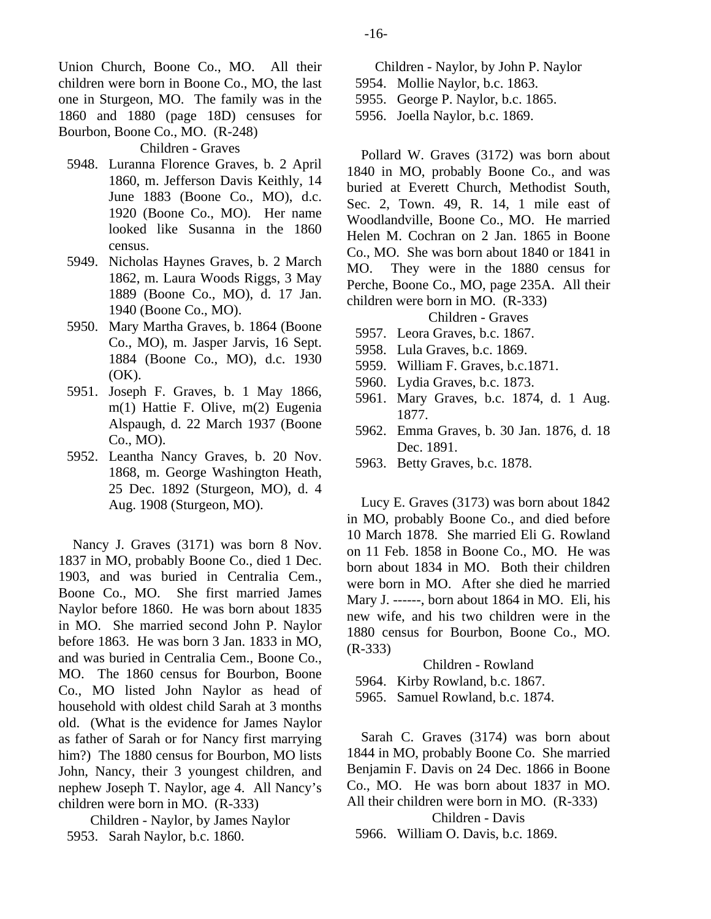Union Church, Boone Co., MO. All their children were born in Boone Co., MO, the last one in Sturgeon, MO. The family was in the 1860 and 1880 (page 18D) censuses for Bourbon, Boone Co., MO. (R-248)

Children - Graves

5948. Luranna Florence Graves, b. 2 April 1860, m. Jefferson Davis Keithly, 14 June 1883 (Boone Co., MO), d.c. 1920 (Boone Co., MO). Her name looked like Susanna in the 1860 census.
5949. Nicholas Haynes Graves, b. 2 March 1862, m. Laura Woods Riggs, 3 May 1889 (Boone Co., MO), d. 17 Jan. 1940 (Boone Co., MO).
5950. Mary Martha Graves, b. 1864 (Boone Co., MO), m. Jasper Jarvis, 16 Sept. 1884 (Boone Co., MO), d.c. 1930 (OK).
5951. Joseph F. Graves, b. 1 May 1866, m(1) Hattie F. Olive, m(2) Eugenia Alspaugh, d. 22 March 1937 (Boone Co., MO).
5952. Leantha Nancy Graves, b. 20 Nov. 1868, m. George Washington Heath, 25 Dec. 1892 (Sturgeon, MO), d. 4 Aug. 1908 (Sturgeon, MO).

Nancy J. Graves (3171) was born 8 Nov. 1837 in MO, probably Boone Co., died 1 Dec. 1903, and was buried in Centralia Cem., Boone Co., MO. She first married James Naylor before 1860. He was born about 1835 in MO. She married second John P. Naylor before 1863. He was born 3 Jan. 1833 in MO, and was buried in Centralia Cem., Boone Co., MO. The 1860 census for Bourbon, Boone Co., MO listed John Naylor as head of household with oldest child Sarah at 3 months old. (What is the evidence for James Naylor as father of Sarah or for Nancy first marrying him?) The 1880 census for Bourbon, MO lists John, Nancy, their 3 youngest children, and nephew Joseph T. Naylor, age 4. All Nancy's children were born in MO. (R-333)

Children - Naylor, by James Naylor

5953. Sarah Naylor, b.c. 1860.

Children - Naylor, by John P. Naylor

5954. Mollie Naylor, b.c. 1863.
5955. George P. Naylor, b.c. 1865.
5956. Joella Naylor, b.c. 1869.

Pollard W. Graves (3172) was born about 1840 in MO, probably Boone Co., and was buried at Everett Church, Methodist South, Sec. 2, Town. 49, R. 14, 1 mile east of Woodlandville, Boone Co., MO. He married Helen M. Cochran on 2 Jan. 1865 in Boone Co., MO. She was born about 1840 or 1841 in MO. They were in the 1880 census for Perche, Boone Co., MO, page 235A. All their children were born in MO. (R-333)

Children - Graves

5957. Leora Graves, b.c. 1867.
5958. Lula Graves, b.c. 1869.
5959. William F. Graves, b.c.1871.
5960. Lydia Graves, b.c. 1873.
5961. Mary Graves, b.c. 1874, d. 1 Aug. 1877.
5962. Emma Graves, b. 30 Jan. 1876, d. 18 Dec. 1891.
5963. Betty Graves, b.c. 1878.

Lucy E. Graves (3173) was born about 1842 in MO, probably Boone Co., and died before 10 March 1878. She married Eli G. Rowland on 11 Feb. 1858 in Boone Co., MO. He was born about 1834 in MO. Both their children were born in MO. After she died he married Mary J. ------, born about 1864 in MO. Eli, his new wife, and his two children were in the 1880 census for Bourbon, Boone Co., MO. (R-333)

Children - Rowland

5964. Kirby Rowland, b.c. 1867.
5965. Samuel Rowland, b.c. 1874.

Sarah C. Graves (3174) was born about 1844 in MO, probably Boone Co. She married Benjamin F. Davis on 24 Dec. 1866 in Boone Co., MO. He was born about 1837 in MO. All their children were born in MO. (R-333)

Children - Davis

5966. William O. Davis, b.c. 1869.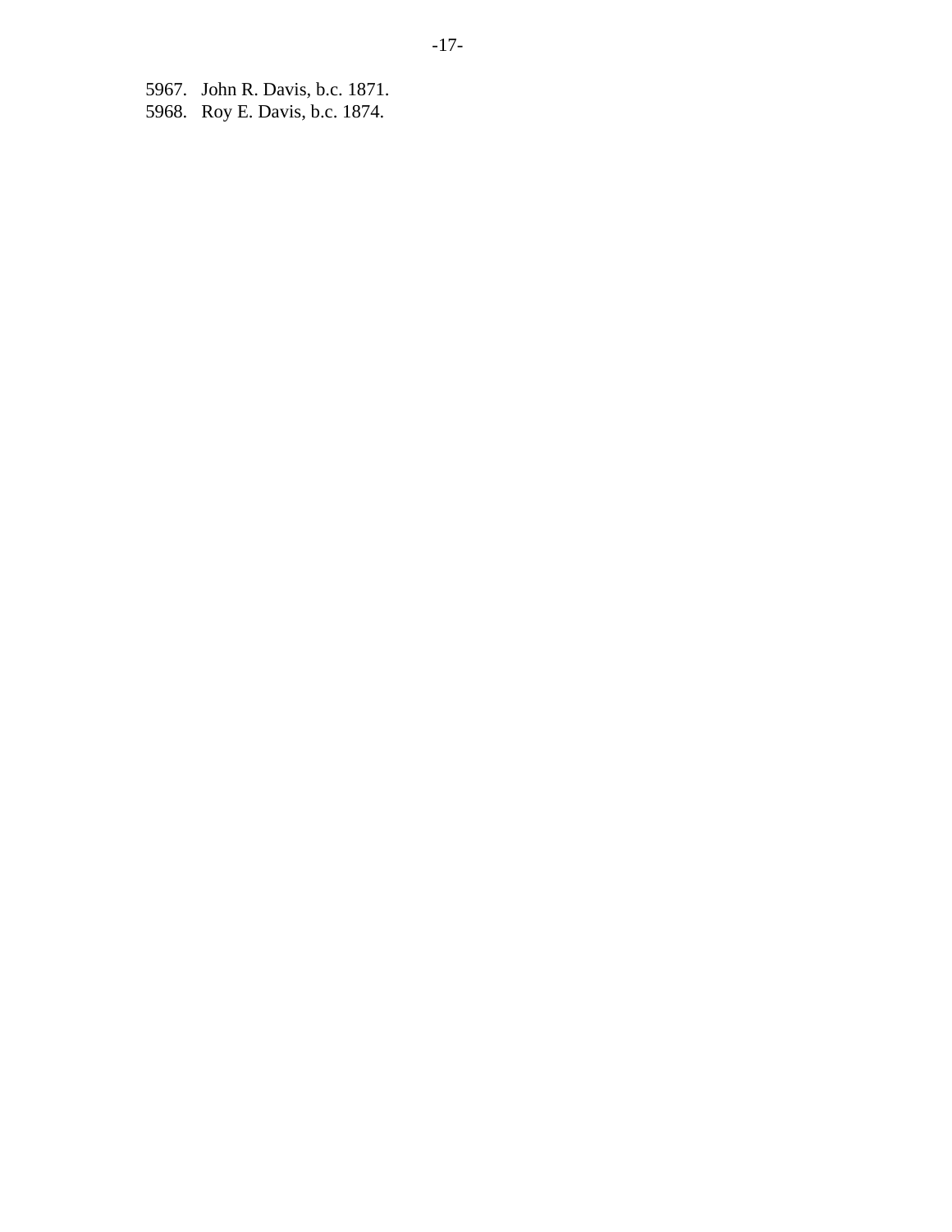5967. John R. Davis, b.c. 1871.
5968. Roy E. Davis, b.c. 1874.